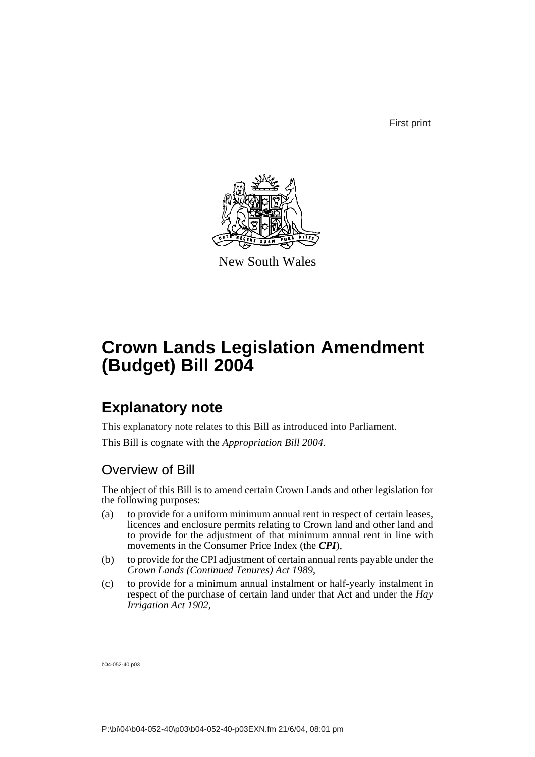First print

New South Wales

# Crown Lands Legislation Amendment (Budget) Bill 2004

## Explanatory note

This explanatory note relates to this Bill as introduced into Parliament.

This Bill is cognate with the *Appropriation Bill 2004*.

### Overview of Bill

The object of this Bill is to amend certain Crown Lands and other legislation for the following purposes:

(a) to provide for a uniform minimum annual rent in respect of certain leases, licences and enclosure permits relating to Crown land and other land and to provide for the adjustment of that minimum annual rent in line with movements in the Consumer Price Index (the ***CPI***),

(b) to provide for the CPI adjustment of certain annual rents payable under the *Crown Lands (Continued Tenures) Act 1989*,

(c) to provide for a minimum annual instalment or half-yearly instalment in respect of the purchase of certain land under that Act and under the *Hay Irrigation Act 1902*,

b04-052-40.p03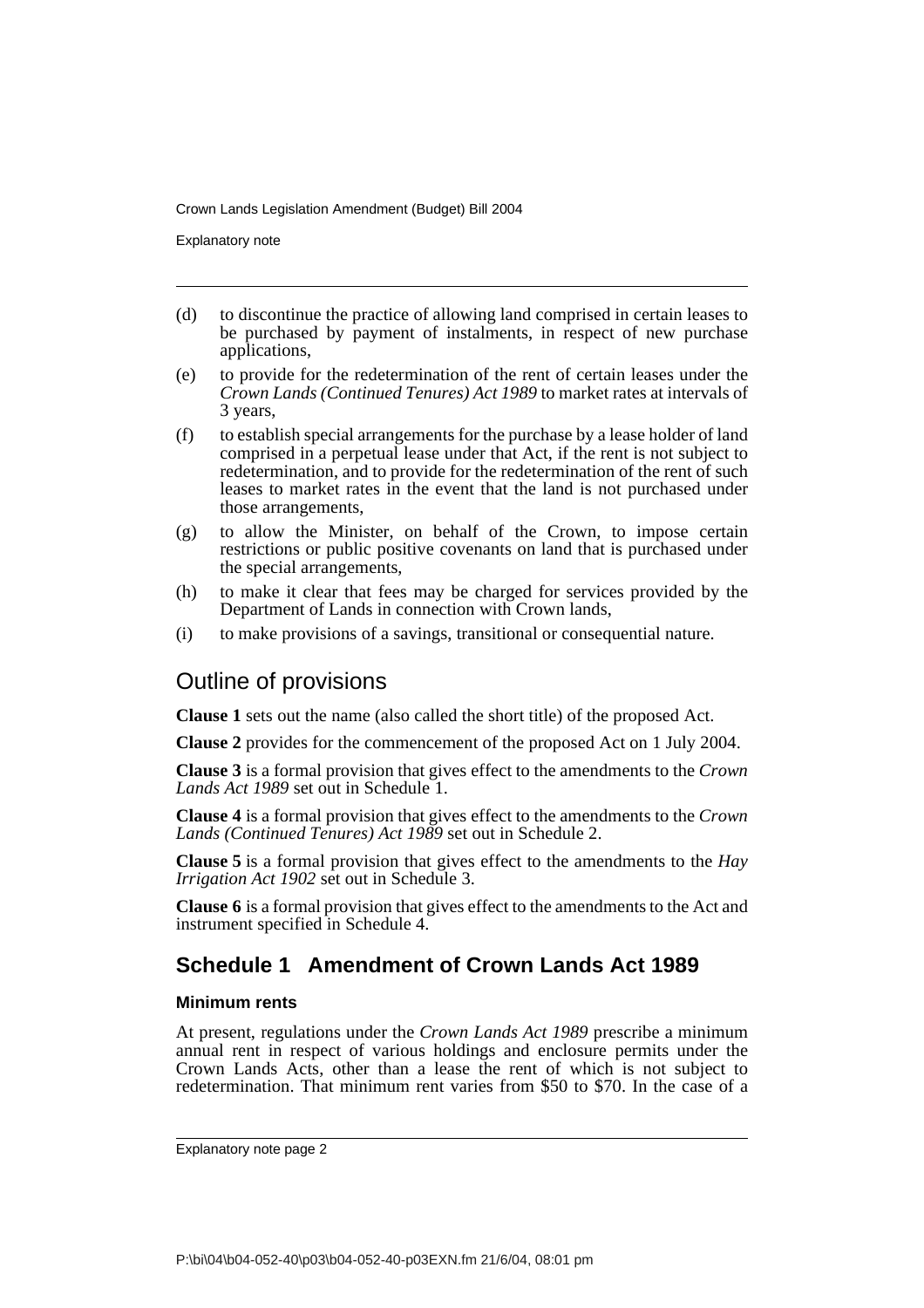(d) to discontinue the practice of allowing land comprised in certain leases to be purchased by payment of instalments, in respect of new purchase applications,

(e) to provide for the redetermination of the rent of certain leases under the *Crown Lands (Continued Tenures) Act 1989* to market rates at intervals of 3 years,

(f) to establish special arrangements for the purchase by a lease holder of land comprised in a perpetual lease under that Act, if the rent is not subject to redetermination, and to provide for the redetermination of the rent of such leases to market rates in the event that the land is not purchased under those arrangements,

(g) to allow the Minister, on behalf of the Crown, to impose certain restrictions or public positive covenants on land that is purchased under the special arrangements,

(h) to make it clear that fees may be charged for services provided by the Department of Lands in connection with Crown lands,

(i) to make provisions of a savings, transitional or consequential nature.

## Outline of provisions

**Clause 1** sets out the name (also called the short title) of the proposed Act.

**Clause 2** provides for the commencement of the proposed Act on 1 July 2004.

**Clause 3** is a formal provision that gives effect to the amendments to the *Crown Lands Act 1989* set out in Schedule 1.

**Clause 4** is a formal provision that gives effect to the amendments to the *Crown Lands (Continued Tenures) Act 1989* set out in Schedule 2.

**Clause 5** is a formal provision that gives effect to the amendments to the *Hay Irrigation Act 1902* set out in Schedule 3.

**Clause 6** is a formal provision that gives effect to the amendments to the Act and instrument specified in Schedule 4.

## Schedule 1 Amendment of Crown Lands Act 1989

### Minimum rents

At present, regulations under the *Crown Lands Act 1989* prescribe a minimum annual rent in respect of various holdings and enclosure permits under the Crown Lands Acts, other than a lease the rent of which is not subject to redetermination. That minimum rent varies from $50 to $70. In the case of a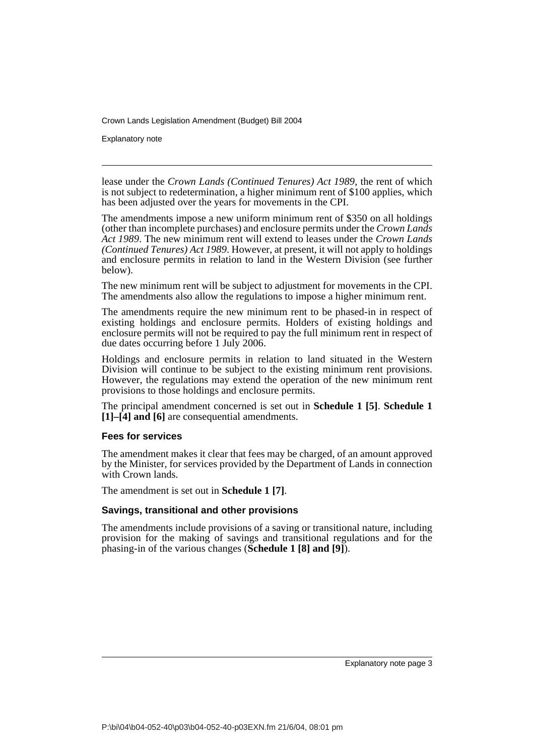lease under the *Crown Lands (Continued Tenures) Act 1989*, the rent of which is not subject to redetermination, a higher minimum rent of $100 applies, which has been adjusted over the years for movements in the CPI.

The amendments impose a new uniform minimum rent of $350 on all holdings (other than incomplete purchases) and enclosure permits under the *Crown Lands Act 1989*. The new minimum rent will extend to leases under the *Crown Lands (Continued Tenures) Act 1989*. However, at present, it will not apply to holdings and enclosure permits in relation to land in the Western Division (see further below).

The new minimum rent will be subject to adjustment for movements in the CPI. The amendments also allow the regulations to impose a higher minimum rent.

The amendments require the new minimum rent to be phased-in in respect of existing holdings and enclosure permits. Holders of existing holdings and enclosure permits will not be required to pay the full minimum rent in respect of due dates occurring before 1 July 2006.

Holdings and enclosure permits in relation to land situated in the Western Division will continue to be subject to the existing minimum rent provisions. However, the regulations may extend the operation of the new minimum rent provisions to those holdings and enclosure permits.

The principal amendment concerned is set out in **Schedule 1 [5]**. **Schedule 1 [1]–[4] and [6]** are consequential amendments.

### Fees for services

The amendment makes it clear that fees may be charged, of an amount approved by the Minister, for services provided by the Department of Lands in connection with Crown lands.

The amendment is set out in **Schedule 1 [7]**.

### Savings, transitional and other provisions

The amendments include provisions of a saving or transitional nature, including provision for the making of savings and transitional regulations and for the phasing-in of the various changes (**Schedule 1 [8] and [9]**).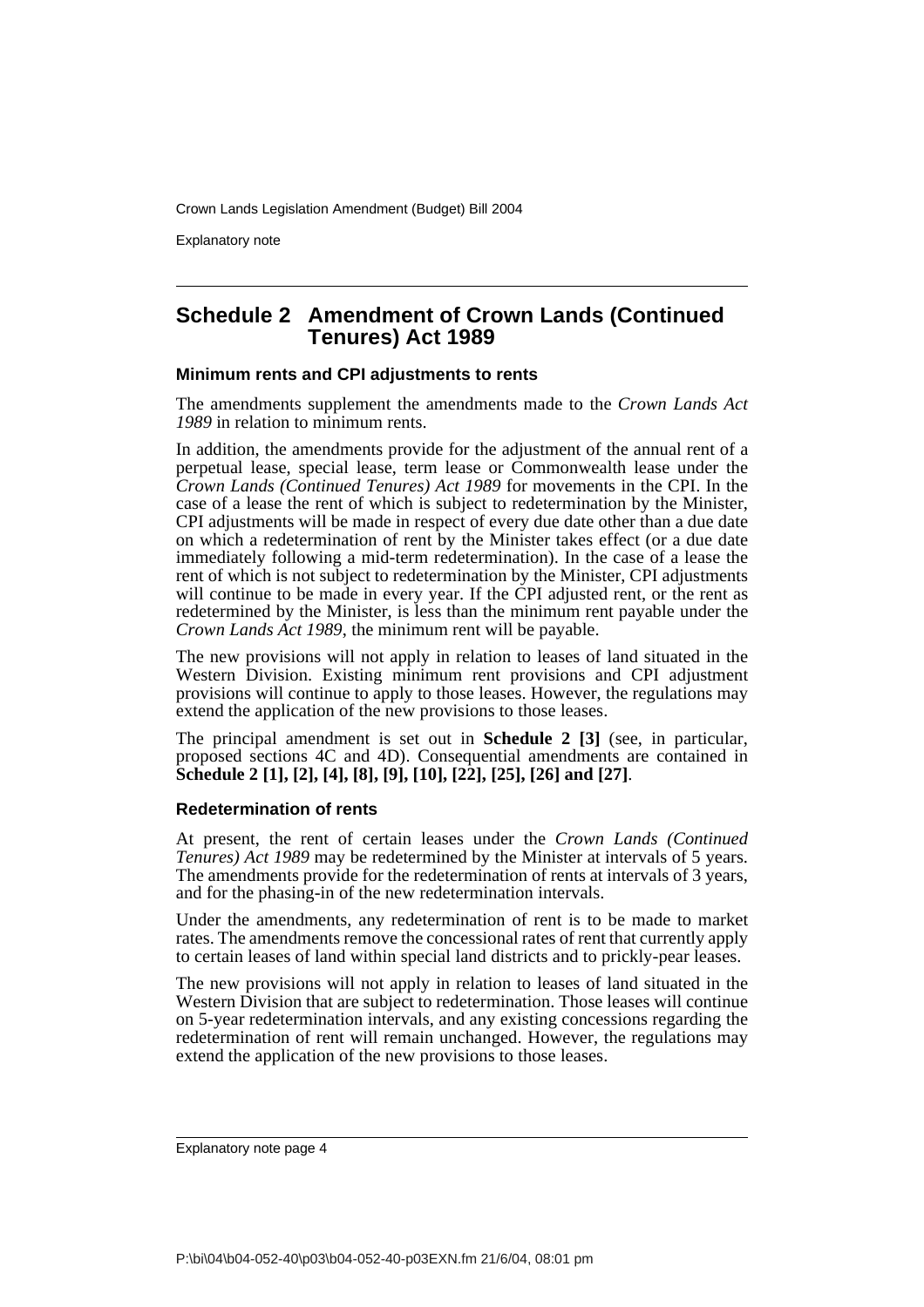## Schedule 2 Amendment of Crown Lands (Continued Tenures) Act 1989

### Minimum rents and CPI adjustments to rents

The amendments supplement the amendments made to the *Crown Lands Act 1989* in relation to minimum rents.

In addition, the amendments provide for the adjustment of the annual rent of a perpetual lease, special lease, term lease or Commonwealth lease under the *Crown Lands (Continued Tenures) Act 1989* for movements in the CPI. In the case of a lease the rent of which is subject to redetermination by the Minister, CPI adjustments will be made in respect of every due date other than a due date on which a redetermination of rent by the Minister takes effect (or a due date immediately following a mid-term redetermination). In the case of a lease the rent of which is not subject to redetermination by the Minister, CPI adjustments will continue to be made in every year. If the CPI adjusted rent, or the rent as redetermined by the Minister, is less than the minimum rent payable under the *Crown Lands Act 1989*, the minimum rent will be payable.

The new provisions will not apply in relation to leases of land situated in the Western Division. Existing minimum rent provisions and CPI adjustment provisions will continue to apply to those leases. However, the regulations may extend the application of the new provisions to those leases.

The principal amendment is set out in **Schedule 2 [3]** (see, in particular, proposed sections 4C and 4D). Consequential amendments are contained in **Schedule 2 [1], [2], [4], [8], [9], [10], [22], [25], [26] and [27]**.

### Redetermination of rents

At present, the rent of certain leases under the *Crown Lands (Continued Tenures) Act 1989* may be redetermined by the Minister at intervals of 5 years. The amendments provide for the redetermination of rents at intervals of 3 years, and for the phasing-in of the new redetermination intervals.

Under the amendments, any redetermination of rent is to be made to market rates. The amendments remove the concessional rates of rent that currently apply to certain leases of land within special land districts and to prickly-pear leases.

The new provisions will not apply in relation to leases of land situated in the Western Division that are subject to redetermination. Those leases will continue on 5-year redetermination intervals, and any existing concessions regarding the redetermination of rent will remain unchanged. However, the regulations may extend the application of the new provisions to those leases.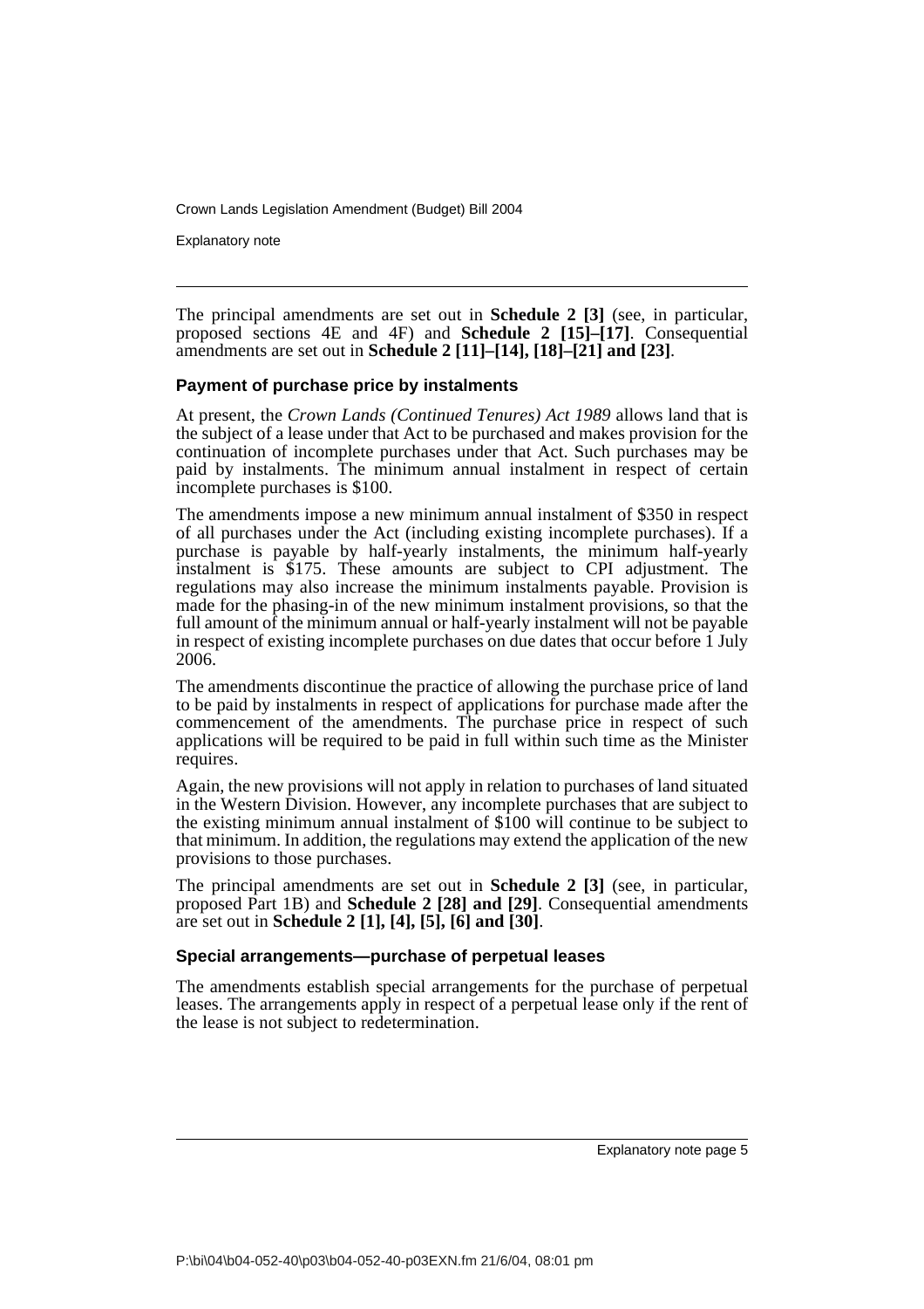The principal amendments are set out in **Schedule 2 [3]** (see, in particular, proposed sections 4E and 4F) and **Schedule 2 [15]–[17]**. Consequential amendments are set out in **Schedule 2 [11]–[14], [18]–[21] and [23]**.

### Payment of purchase price by instalments

At present, the *Crown Lands (Continued Tenures) Act 1989* allows land that is the subject of a lease under that Act to be purchased and makes provision for the continuation of incomplete purchases under that Act. Such purchases may be paid by instalments. The minimum annual instalment in respect of certain incomplete purchases is $100.

The amendments impose a new minimum annual instalment of $350 in respect of all purchases under the Act (including existing incomplete purchases). If a purchase is payable by half-yearly instalments, the minimum half-yearly instalment is $175. These amounts are subject to CPI adjustment. The regulations may also increase the minimum instalments payable. Provision is made for the phasing-in of the new minimum instalment provisions, so that the full amount of the minimum annual or half-yearly instalment will not be payable in respect of existing incomplete purchases on due dates that occur before 1 July 2006.

The amendments discontinue the practice of allowing the purchase price of land to be paid by instalments in respect of applications for purchase made after the commencement of the amendments. The purchase price in respect of such applications will be required to be paid in full within such time as the Minister requires.

Again, the new provisions will not apply in relation to purchases of land situated in the Western Division. However, any incomplete purchases that are subject to the existing minimum annual instalment of $100 will continue to be subject to that minimum. In addition, the regulations may extend the application of the new provisions to those purchases.

The principal amendments are set out in **Schedule 2 [3]** (see, in particular, proposed Part 1B) and **Schedule 2 [28] and [29]**. Consequential amendments are set out in **Schedule 2 [1], [4], [5], [6] and [30]**.

### Special arrangements—purchase of perpetual leases

The amendments establish special arrangements for the purchase of perpetual leases. The arrangements apply in respect of a perpetual lease only if the rent of the lease is not subject to redetermination.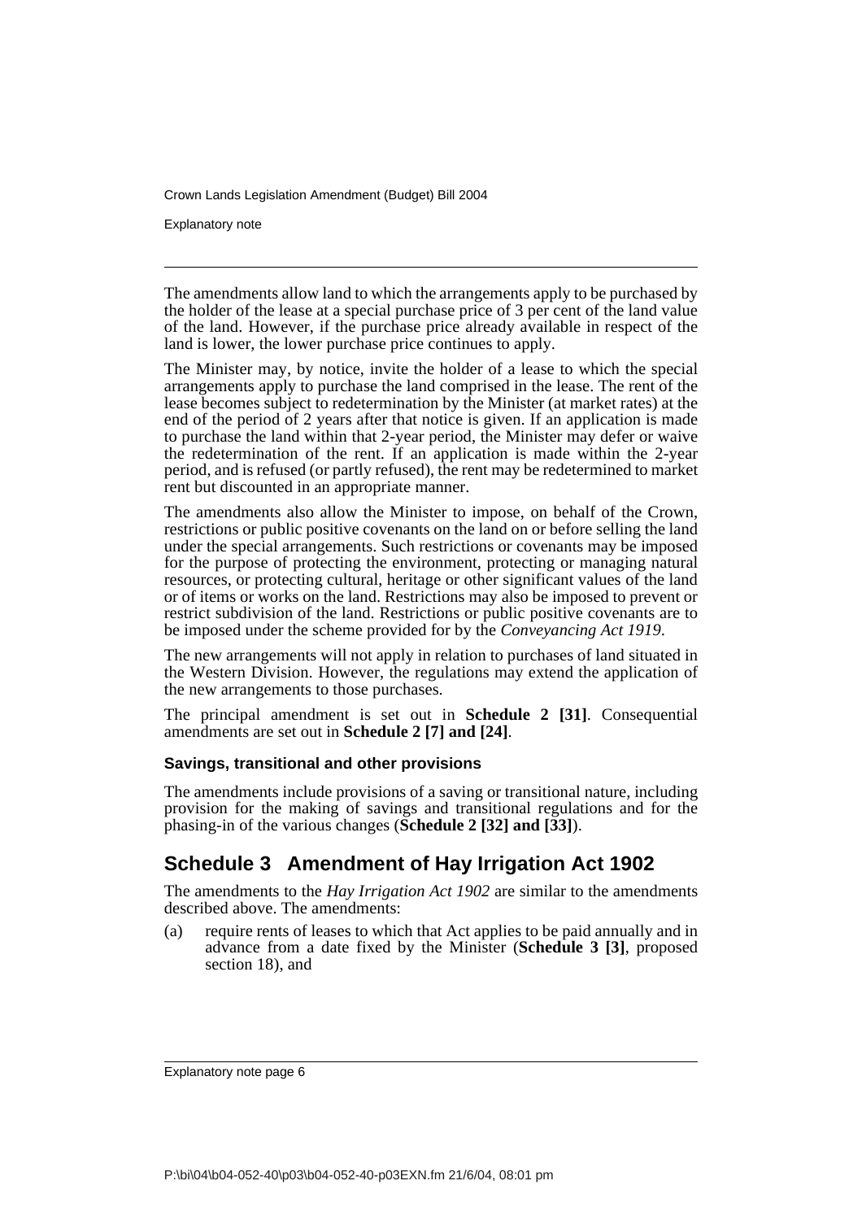The amendments allow land to which the arrangements apply to be purchased by the holder of the lease at a special purchase price of 3 per cent of the land value of the land. However, if the purchase price already available in respect of the land is lower, the lower purchase price continues to apply.

The Minister may, by notice, invite the holder of a lease to which the special arrangements apply to purchase the land comprised in the lease. The rent of the lease becomes subject to redetermination by the Minister (at market rates) at the end of the period of 2 years after that notice is given. If an application is made to purchase the land within that 2-year period, the Minister may defer or waive the redetermination of the rent. If an application is made within the 2-year period, and is refused (or partly refused), the rent may be redetermined to market rent but discounted in an appropriate manner.

The amendments also allow the Minister to impose, on behalf of the Crown, restrictions or public positive covenants on the land on or before selling the land under the special arrangements. Such restrictions or covenants may be imposed for the purpose of protecting the environment, protecting or managing natural resources, or protecting cultural, heritage or other significant values of the land or of items or works on the land. Restrictions may also be imposed to prevent or restrict subdivision of the land. Restrictions or public positive covenants are to be imposed under the scheme provided for by the *Conveyancing Act 1919*.

The new arrangements will not apply in relation to purchases of land situated in the Western Division. However, the regulations may extend the application of the new arrangements to those purchases.

The principal amendment is set out in **Schedule 2 [31]**. Consequential amendments are set out in **Schedule 2 [7] and [24]**.

#### Savings, transitional and other provisions

The amendments include provisions of a saving or transitional nature, including provision for the making of savings and transitional regulations and for the phasing-in of the various changes (**Schedule 2 [32] and [33]**).

## Schedule 3 Amendment of Hay Irrigation Act 1902

The amendments to the *Hay Irrigation Act 1902* are similar to the amendments described above. The amendments:

(a) require rents of leases to which that Act applies to be paid annually and in advance from a date fixed by the Minister (**Schedule 3 [3]**, proposed section 18), and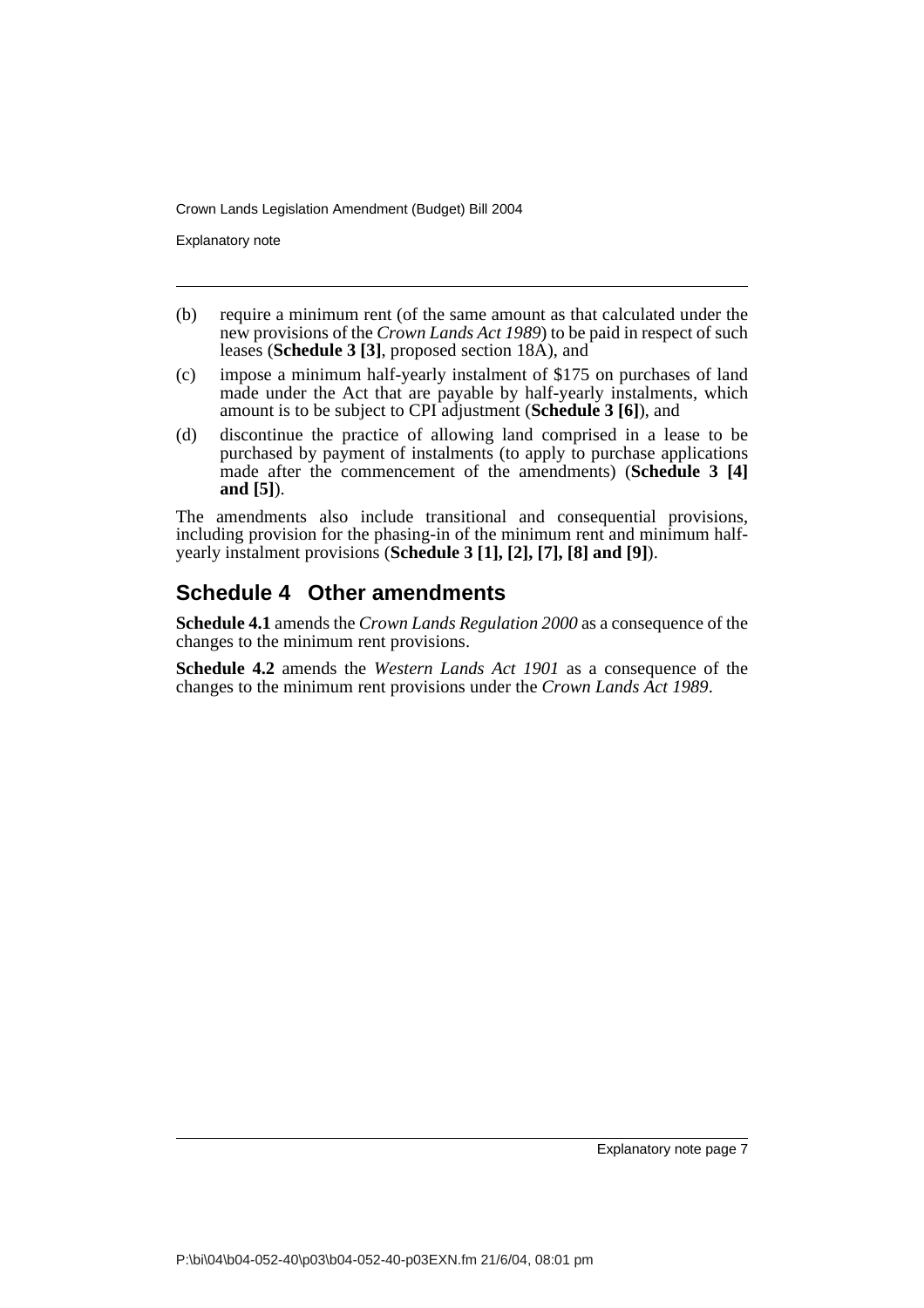(b) require a minimum rent (of the same amount as that calculated under the new provisions of the *Crown Lands Act 1989*) to be paid in respect of such leases (**Schedule 3 [3]**, proposed section 18A), and

(c) impose a minimum half-yearly instalment of $175 on purchases of land made under the Act that are payable by half-yearly instalments, which amount is to be subject to CPI adjustment (**Schedule 3 [6]**), and

(d) discontinue the practice of allowing land comprised in a lease to be purchased by payment of instalments (to apply to purchase applications made after the commencement of the amendments) (**Schedule 3 [4] and [5]**).

The amendments also include transitional and consequential provisions, including provision for the phasing-in of the minimum rent and minimum half-yearly instalment provisions (**Schedule 3 [1], [2], [7], [8] and [9]**).

## Schedule 4 Other amendments

**Schedule 4.1** amends the *Crown Lands Regulation 2000* as a consequence of the changes to the minimum rent provisions.

**Schedule 4.2** amends the *Western Lands Act 1901* as a consequence of the changes to the minimum rent provisions under the *Crown Lands Act 1989*.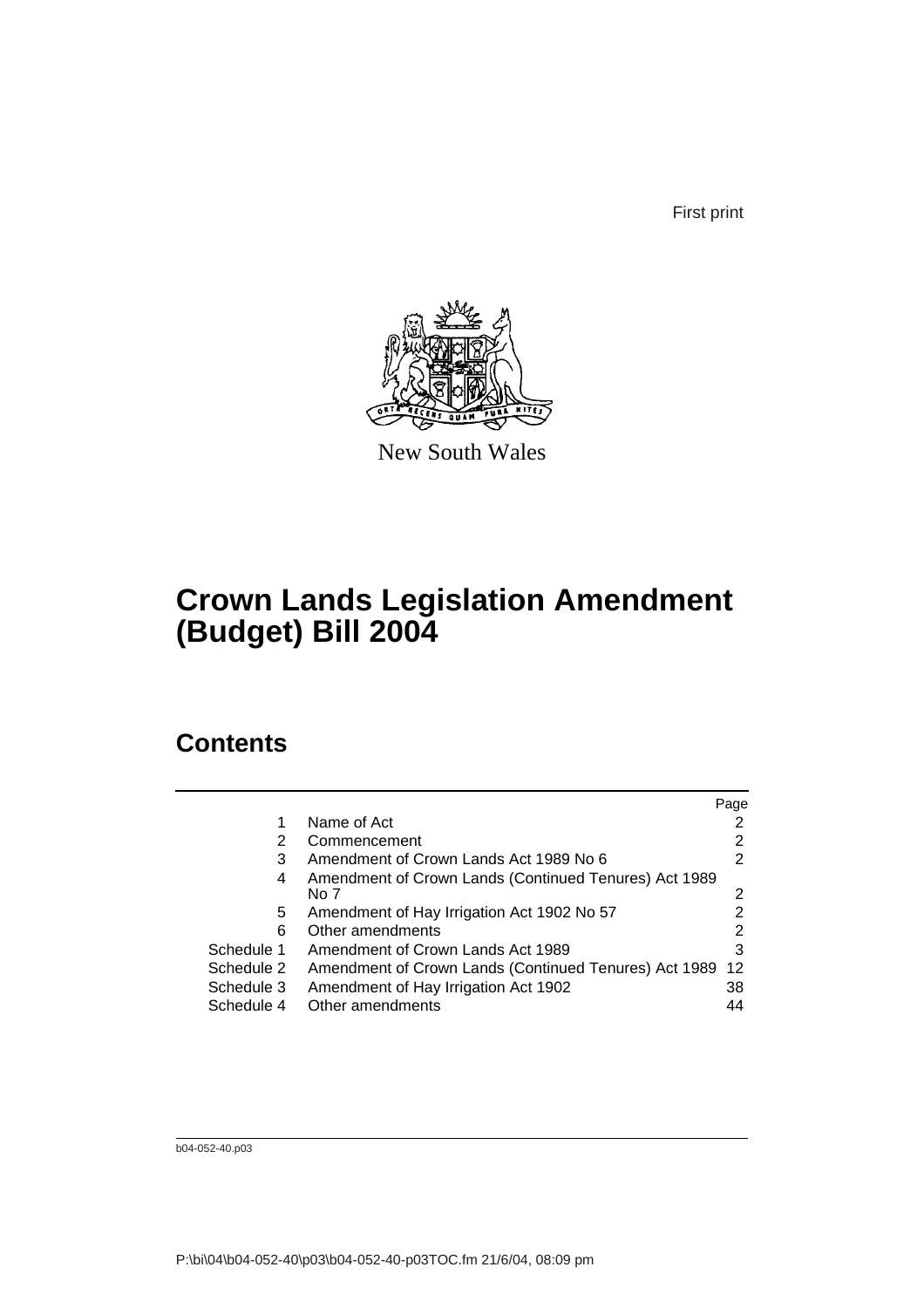First print

New South Wales

# Crown Lands Legislation Amendment (Budget) Bill 2004

## Contents

| | | Page |
|---|---|---|
| 1 | Name of Act | 2 |
| 2 | Commencement | 2 |
| 3 | Amendment of Crown Lands Act 1989 No 6 | 2 |
| 4 | Amendment of Crown Lands (Continued Tenures) Act 1989 No 7 | 2 |
| 5 | Amendment of Hay Irrigation Act 1902 No 57 | 2 |
| 6 | Other amendments | 2 |
| Schedule 1 | Amendment of Crown Lands Act 1989 | 3 |
| Schedule 2 | Amendment of Crown Lands (Continued Tenures) Act 1989 | 12 |
| Schedule 3 | Amendment of Hay Irrigation Act 1902 | 38 |
| Schedule 4 | Other amendments | 44 |

b04-052-40.p03

P:\bi\04\b04-052-40\p03\b04-052-40-p03TOC.fm 21/6/04, 08:09 pm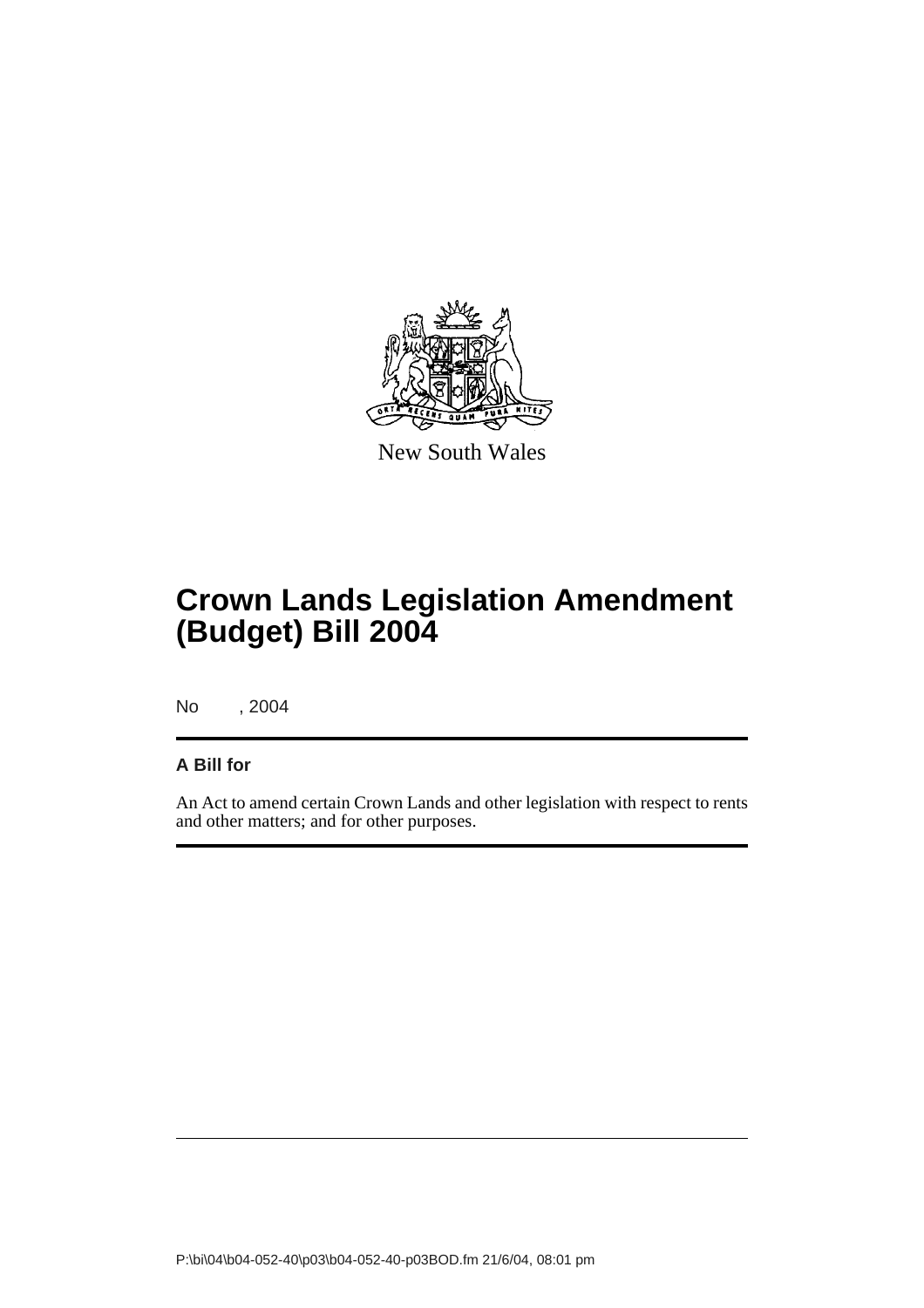New South Wales

# Crown Lands Legislation Amendment (Budget) Bill 2004

No , 2004

## A Bill for

An Act to amend certain Crown Lands and other legislation with respect to rents and other matters; and for other purposes.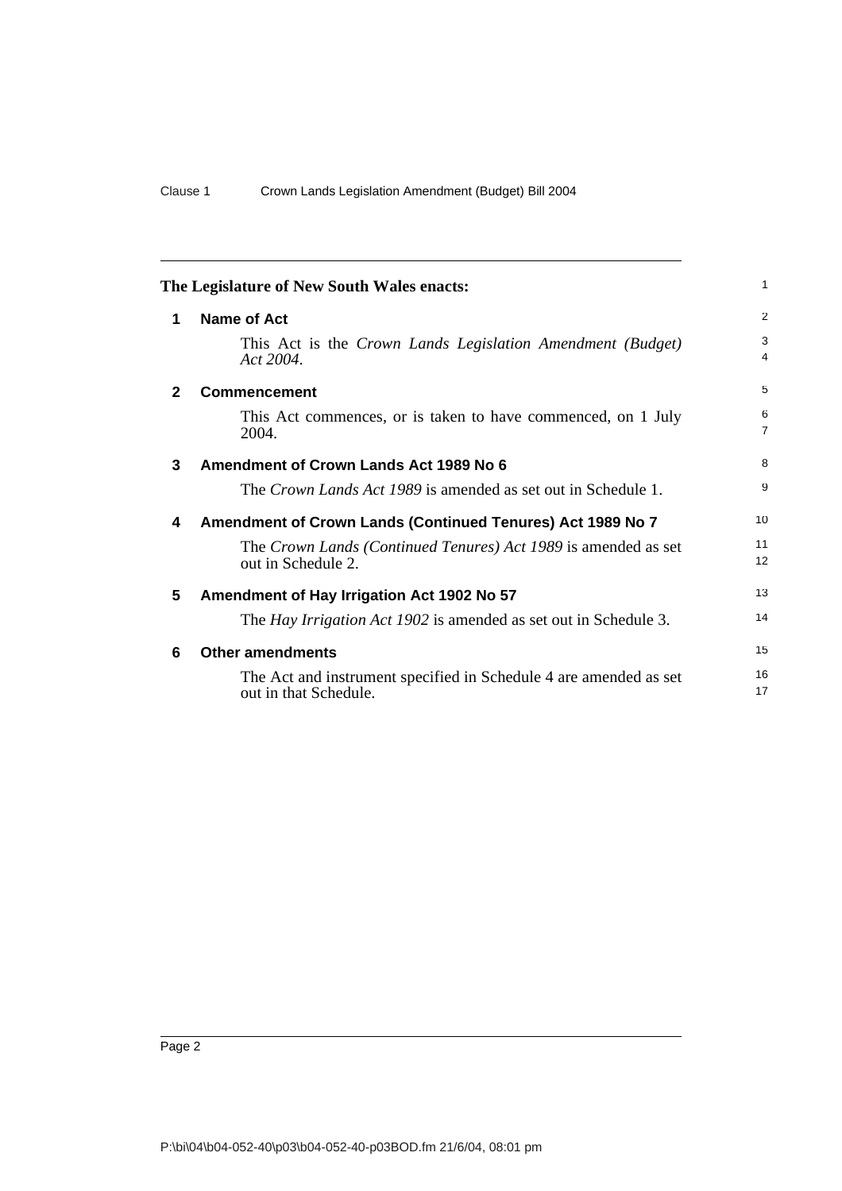**The Legislature of New South Wales enacts:**

## 1 Name of Act

This Act is the *Crown Lands Legislation Amendment (Budget) Act 2004*.

## 2 Commencement

This Act commences, or is taken to have commenced, on 1 July 2004.

## 3 Amendment of Crown Lands Act 1989 No 6

The *Crown Lands Act 1989* is amended as set out in Schedule 1.

## 4 Amendment of Crown Lands (Continued Tenures) Act 1989 No 7

The *Crown Lands (Continued Tenures) Act 1989* is amended as set out in Schedule 2.

## 5 Amendment of Hay Irrigation Act 1902 No 57

The *Hay Irrigation Act 1902* is amended as set out in Schedule 3.

## 6 Other amendments

The Act and instrument specified in Schedule 4 are amended as set out in that Schedule.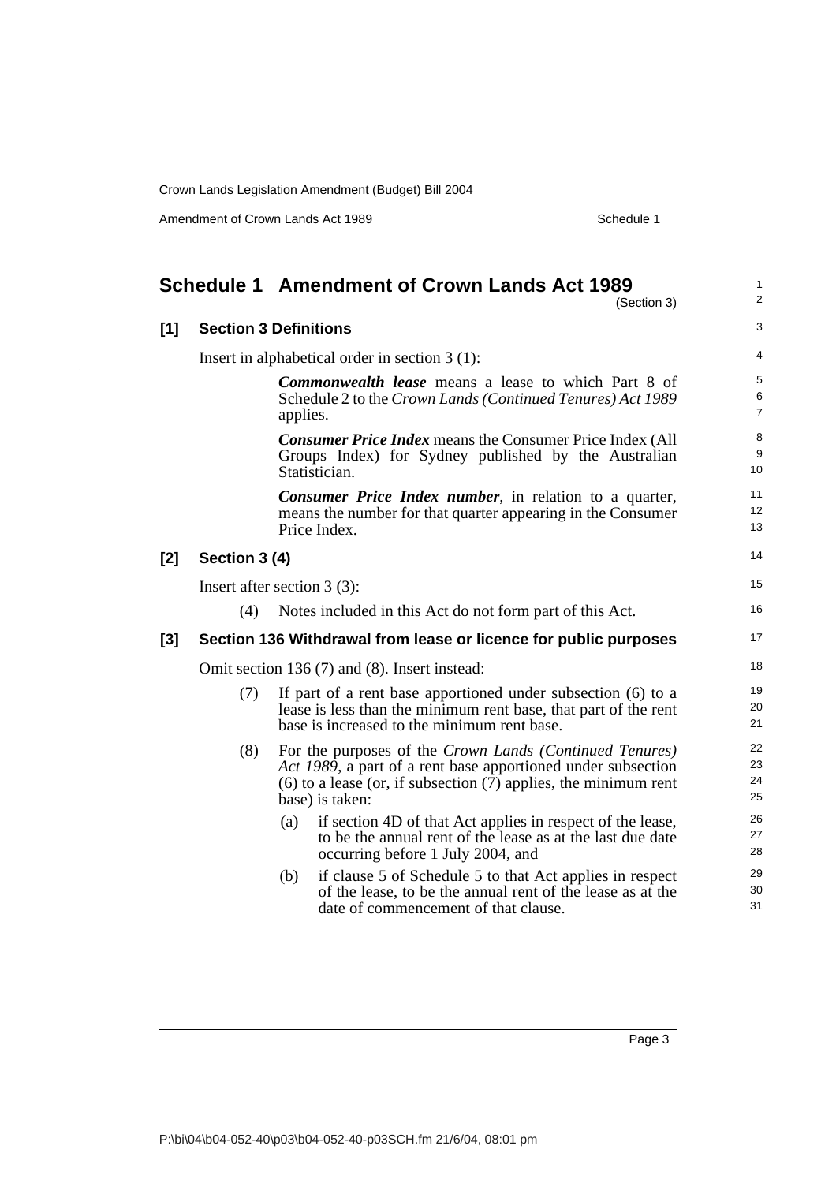# Schedule 1 Amendment of Crown Lands Act 1989

(Section 3)

## [1] Section 3 Definitions

Insert in alphabetical order in section 3 (1):

***Commonwealth lease*** means a lease to which Part 8 of Schedule 2 to the *Crown Lands (Continued Tenures) Act 1989* applies.

***Consumer Price Index*** means the Consumer Price Index (All Groups Index) for Sydney published by the Australian Statistician.

***Consumer Price Index number***, in relation to a quarter, means the number for that quarter appearing in the Consumer Price Index.

## [2] Section 3 (4)

Insert after section 3 (3):

(4) Notes included in this Act do not form part of this Act.

## [3] Section 136 Withdrawal from lease or licence for public purposes

Omit section 136 (7) and (8). Insert instead:

(7) If part of a rent base apportioned under subsection (6) to a lease is less than the minimum rent base, that part of the rent base is increased to the minimum rent base.

(8) For the purposes of the *Crown Lands (Continued Tenures) Act 1989*, a part of a rent base apportioned under subsection (6) to a lease (or, if subsection (7) applies, the minimum rent base) is taken:

(a) if section 4D of that Act applies in respect of the lease, to be the annual rent of the lease as at the last due date occurring before 1 July 2004, and

(b) if clause 5 of Schedule 5 to that Act applies in respect of the lease, to be the annual rent of the lease as at the date of commencement of that clause.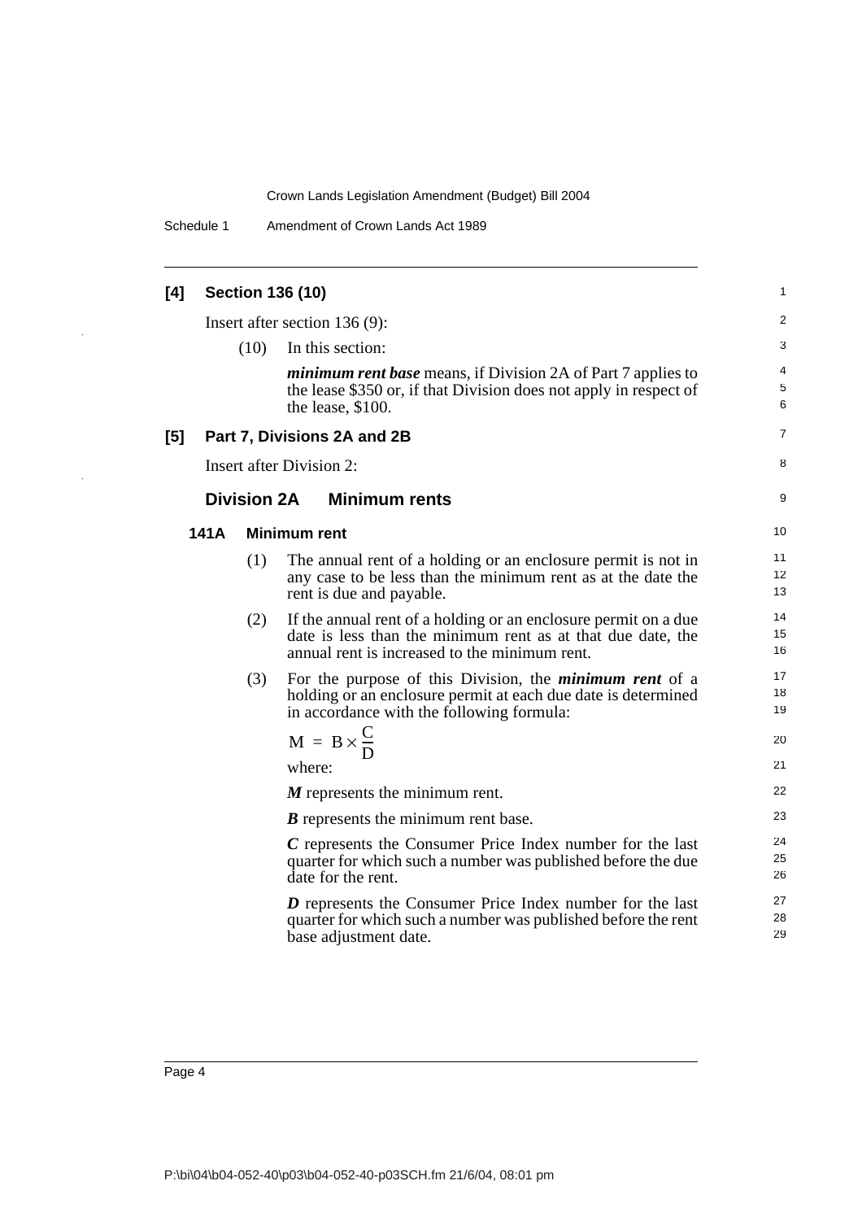**[4] Section 136 (10)**

Insert after section 136 (9):

(10) In this section:

***minimum rent base*** means, if Division 2A of Part 7 applies to the lease $350 or, if that Division does not apply in respect of the lease, $100.

**[5] Part 7, Divisions 2A and 2B**

Insert after Division 2:

## Division 2A Minimum rents

### 141A Minimum rent

(1) The annual rent of a holding or an enclosure permit is not in any case to be less than the minimum rent as at the date the rent is due and payable.

(2) If the annual rent of a holding or an enclosure permit on a due date is less than the minimum rent as at that due date, the annual rent is increased to the minimum rent.

(3) For the purpose of this Division, the ***minimum rent*** of a holding or an enclosure permit at each due date is determined in accordance with the following formula:

$$M = B \times \frac{C}{D}$$

where:

***M*** represents the minimum rent.

***B*** represents the minimum rent base.

***C*** represents the Consumer Price Index number for the last quarter for which such a number was published before the due date for the rent.

***D*** represents the Consumer Price Index number for the last quarter for which such a number was published before the rent base adjustment date.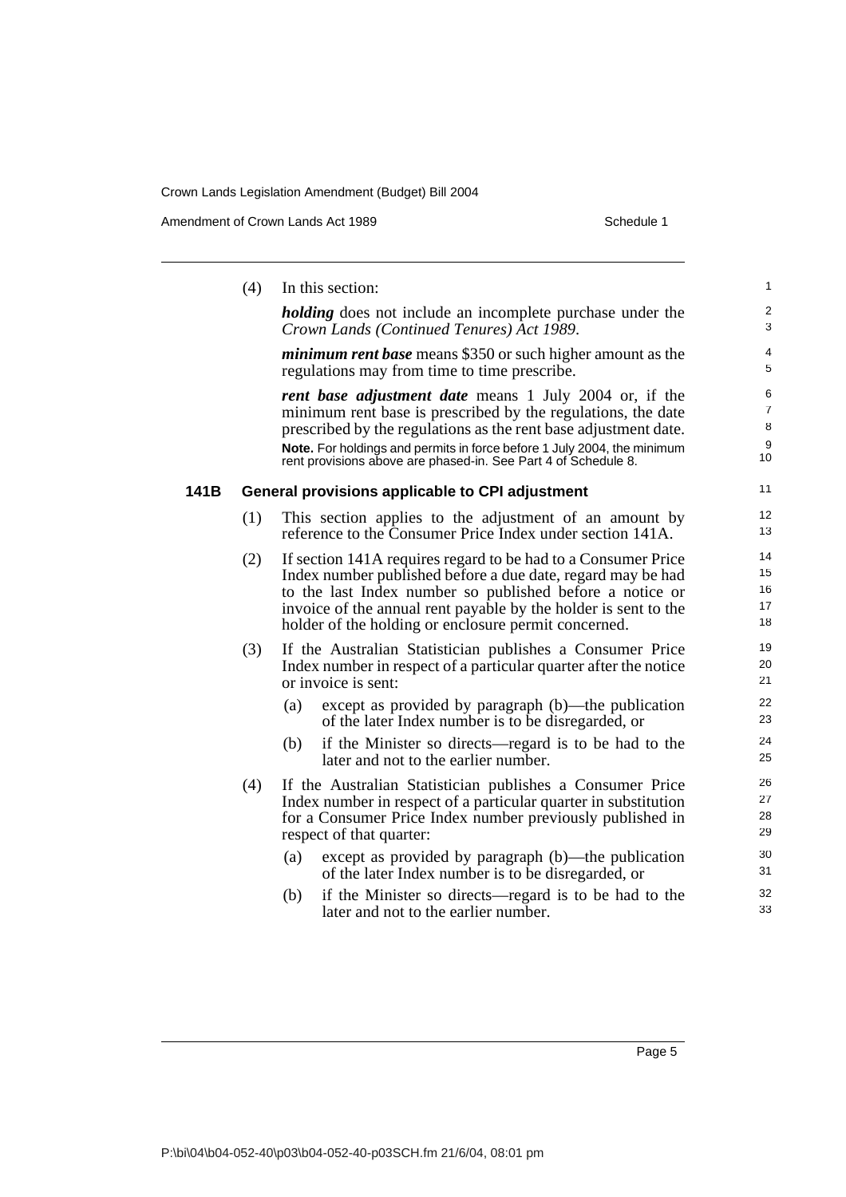(4) In this section:

***holding*** does not include an incomplete purchase under the *Crown Lands (Continued Tenures) Act 1989*.

***minimum rent base*** means $350 or such higher amount as the regulations may from time to time prescribe.

***rent base adjustment date*** means 1 July 2004 or, if the minimum rent base is prescribed by the regulations, the date prescribed by the regulations as the rent base adjustment date.

**Note.** For holdings and permits in force before 1 July 2004, the minimum rent provisions above are phased-in. See Part 4 of Schedule 8.

### 141B General provisions applicable to CPI adjustment

(1) This section applies to the adjustment of an amount by reference to the Consumer Price Index under section 141A.

(2) If section 141A requires regard to be had to a Consumer Price Index number published before a due date, regard may be had to the last Index number so published before a notice or invoice of the annual rent payable by the holder is sent to the holder of the holding or enclosure permit concerned.

(3) If the Australian Statistician publishes a Consumer Price Index number in respect of a particular quarter after the notice or invoice is sent:

- (a) except as provided by paragraph (b)—the publication of the later Index number is to be disregarded, or
- (b) if the Minister so directs—regard is to be had to the later and not to the earlier number.

(4) If the Australian Statistician publishes a Consumer Price Index number in respect of a particular quarter in substitution for a Consumer Price Index number previously published in respect of that quarter:

- (a) except as provided by paragraph (b)—the publication of the later Index number is to be disregarded, or
- (b) if the Minister so directs—regard is to be had to the later and not to the earlier number.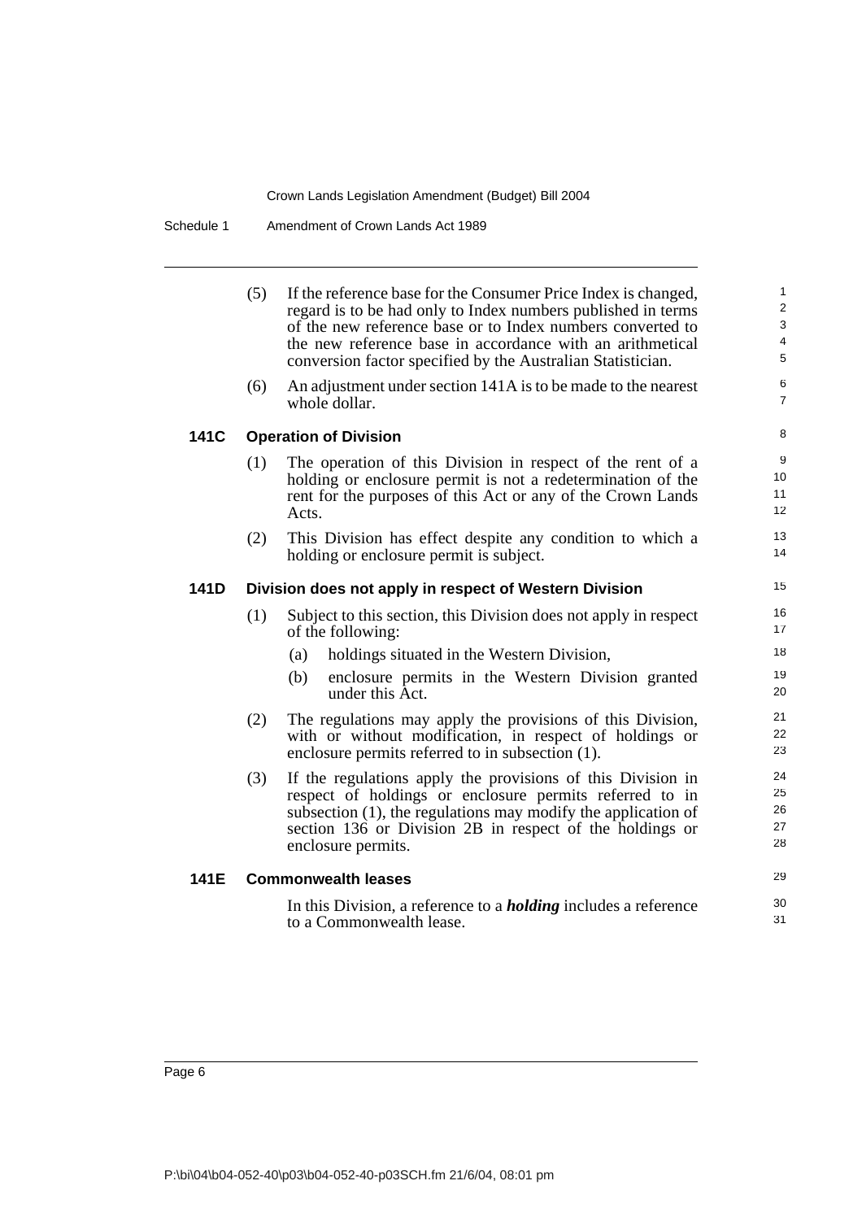(5) If the reference base for the Consumer Price Index is changed, regard is to be had only to Index numbers published in terms of the new reference base or to Index numbers converted to the new reference base in accordance with an arithmetical conversion factor specified by the Australian Statistician.

(6) An adjustment under section 141A is to be made to the nearest whole dollar.

### 141C Operation of Division

(1) The operation of this Division in respect of the rent of a holding or enclosure permit is not a redetermination of the rent for the purposes of this Act or any of the Crown Lands Acts.

(2) This Division has effect despite any condition to which a holding or enclosure permit is subject.

### 141D Division does not apply in respect of Western Division

(1) Subject to this section, this Division does not apply in respect of the following:

- (a) holdings situated in the Western Division,
- (b) enclosure permits in the Western Division granted under this Act.

(2) The regulations may apply the provisions of this Division, with or without modification, in respect of holdings or enclosure permits referred to in subsection (1).

(3) If the regulations apply the provisions of this Division in respect of holdings or enclosure permits referred to in subsection (1), the regulations may modify the application of section 136 or Division 2B in respect of the holdings or enclosure permits.

### 141E Commonwealth leases

In this Division, a reference to a ***holding*** includes a reference to a Commonwealth lease.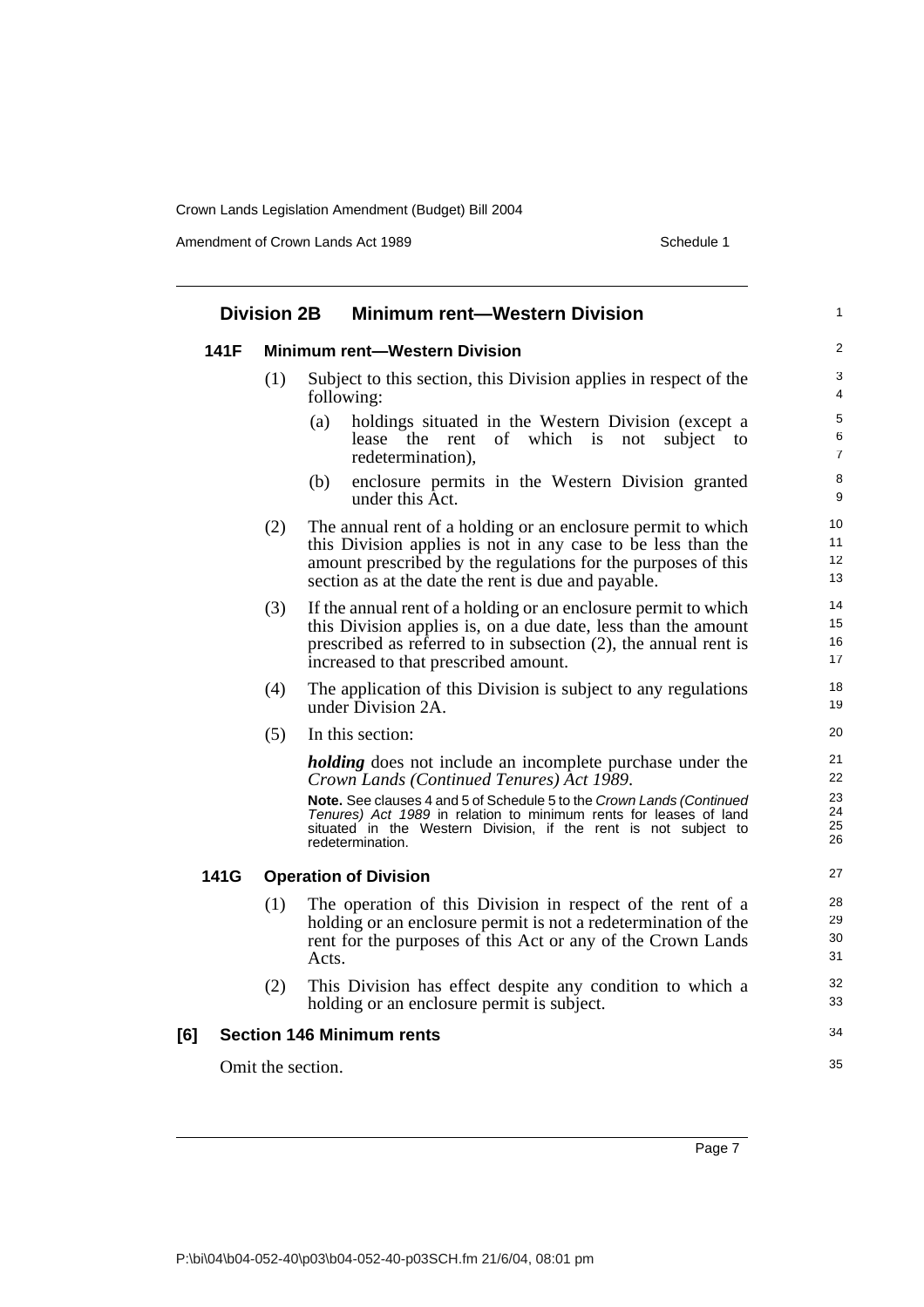## Division 2B Minimum rent—Western Division

### 141F Minimum rent—Western Division

(1) Subject to this section, this Division applies in respect of the following:

(a) holdings situated in the Western Division (except a lease the rent of which is not subject to redetermination),

(b) enclosure permits in the Western Division granted under this Act.

(2) The annual rent of a holding or an enclosure permit to which this Division applies is not in any case to be less than the amount prescribed by the regulations for the purposes of this section as at the date the rent is due and payable.

(3) If the annual rent of a holding or an enclosure permit to which this Division applies is, on a due date, less than the amount prescribed as referred to in subsection (2), the annual rent is increased to that prescribed amount.

(4) The application of this Division is subject to any regulations under Division 2A.

(5) In this section:

***holding*** does not include an incomplete purchase under the *Crown Lands (Continued Tenures) Act 1989*.

**Note.** See clauses 4 and 5 of Schedule 5 to the *Crown Lands (Continued Tenures) Act 1989* in relation to minimum rents for leases of land situated in the Western Division, if the rent is not subject to redetermination.

### 141G Operation of Division

(1) The operation of this Division in respect of the rent of a holding or an enclosure permit is not a redetermination of the rent for the purposes of this Act or any of the Crown Lands Acts.

(2) This Division has effect despite any condition to which a holding or an enclosure permit is subject.

### [6] Section 146 Minimum rents

Omit the section.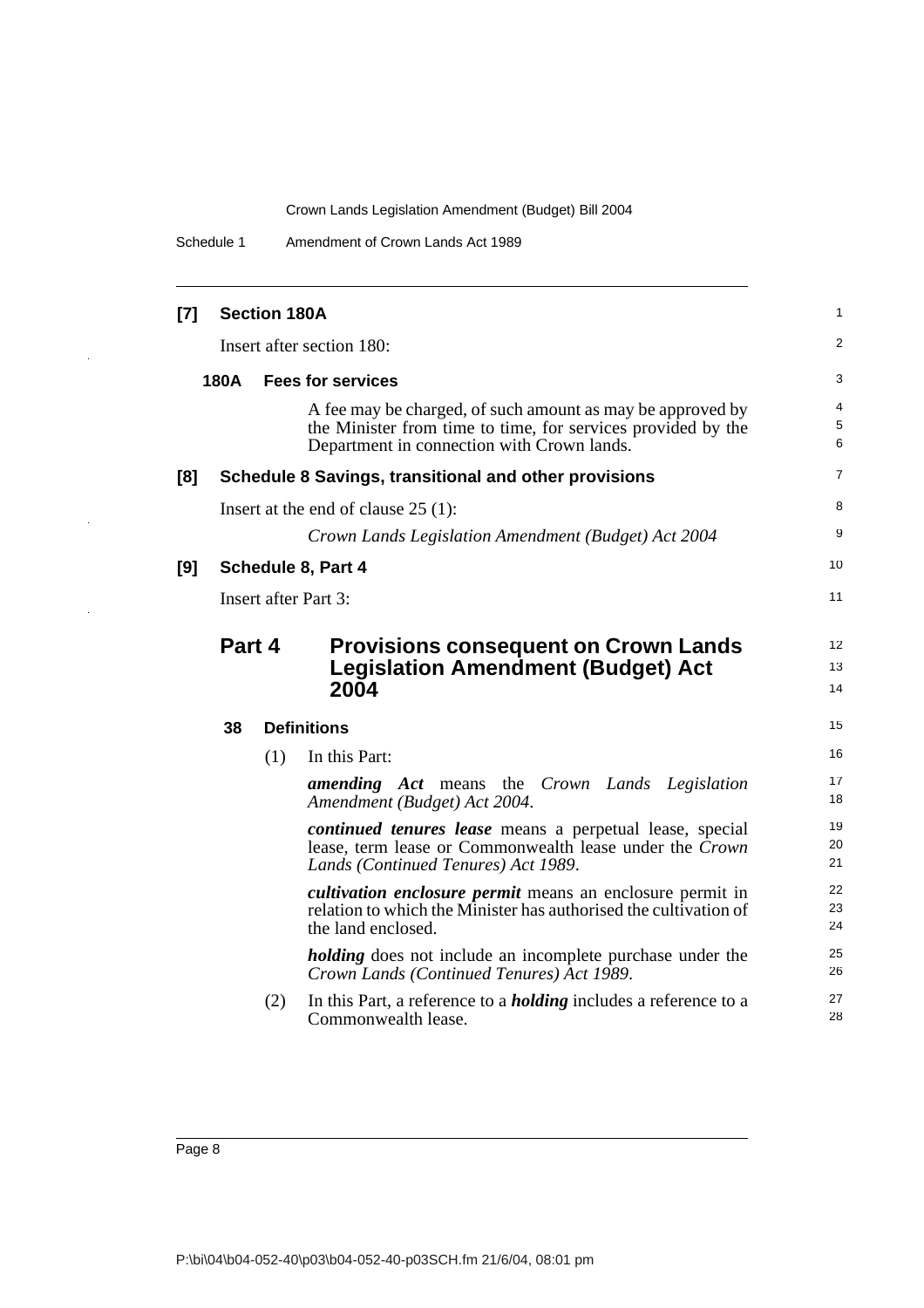**[7] Section 180A**

Insert after section 180:

**180A Fees for services**

A fee may be charged, of such amount as may be approved by the Minister from time to time, for services provided by the Department in connection with Crown lands.

**[8] Schedule 8 Savings, transitional and other provisions**

Insert at the end of clause 25 (1):

*Crown Lands Legislation Amendment (Budget) Act 2004*

**[9] Schedule 8, Part 4**

Insert after Part 3:

## Part 4 Provisions consequent on Crown Lands Legislation Amendment (Budget) Act 2004

**38 Definitions**

(1) In this Part:

***amending Act*** means the *Crown Lands Legislation Amendment (Budget) Act 2004*.

***continued tenures lease*** means a perpetual lease, special lease, term lease or Commonwealth lease under the *Crown Lands (Continued Tenures) Act 1989*.

***cultivation enclosure permit*** means an enclosure permit in relation to which the Minister has authorised the cultivation of the land enclosed.

***holding*** does not include an incomplete purchase under the *Crown Lands (Continued Tenures) Act 1989*.

(2) In this Part, a reference to a ***holding*** includes a reference to a Commonwealth lease.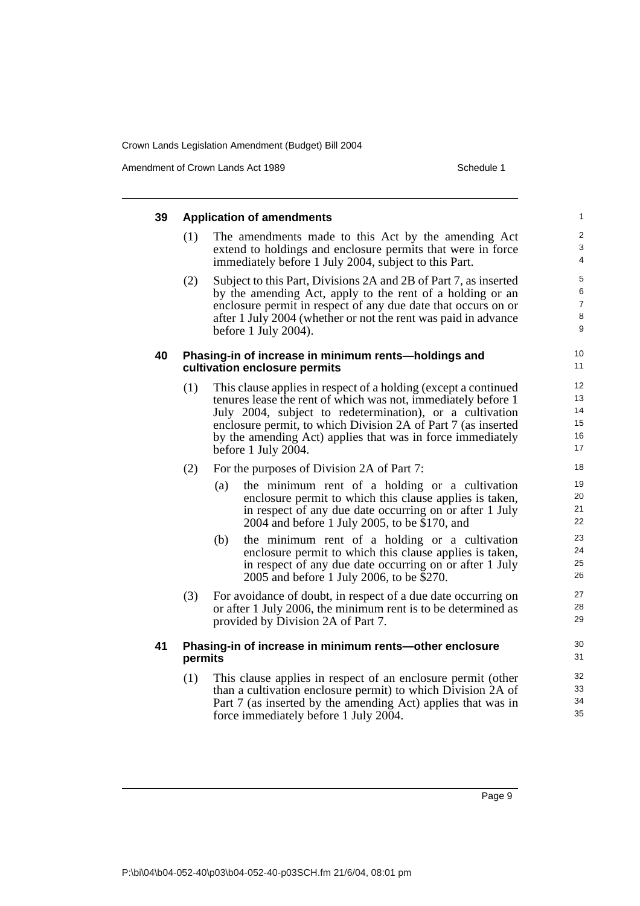### 39 Application of amendments

(1) The amendments made to this Act by the amending Act extend to holdings and enclosure permits that were in force immediately before 1 July 2004, subject to this Part.

(2) Subject to this Part, Divisions 2A and 2B of Part 7, as inserted by the amending Act, apply to the rent of a holding or an enclosure permit in respect of any due date that occurs on or after 1 July 2004 (whether or not the rent was paid in advance before 1 July 2004).

### 40 Phasing-in of increase in minimum rents—holdings and cultivation enclosure permits

(1) This clause applies in respect of a holding (except a continued tenures lease the rent of which was not, immediately before 1 July 2004, subject to redetermination), or a cultivation enclosure permit, to which Division 2A of Part 7 (as inserted by the amending Act) applies that was in force immediately before 1 July 2004.

(2) For the purposes of Division 2A of Part 7:

(a) the minimum rent of a holding or a cultivation enclosure permit to which this clause applies is taken, in respect of any due date occurring on or after 1 July 2004 and before 1 July 2005, to be $170, and

(b) the minimum rent of a holding or a cultivation enclosure permit to which this clause applies is taken, in respect of any due date occurring on or after 1 July 2005 and before 1 July 2006, to be $270.

(3) For avoidance of doubt, in respect of a due date occurring on or after 1 July 2006, the minimum rent is to be determined as provided by Division 2A of Part 7.

### 41 Phasing-in of increase in minimum rents—other enclosure permits

(1) This clause applies in respect of an enclosure permit (other than a cultivation enclosure permit) to which Division 2A of Part 7 (as inserted by the amending Act) applies that was in force immediately before 1 July 2004.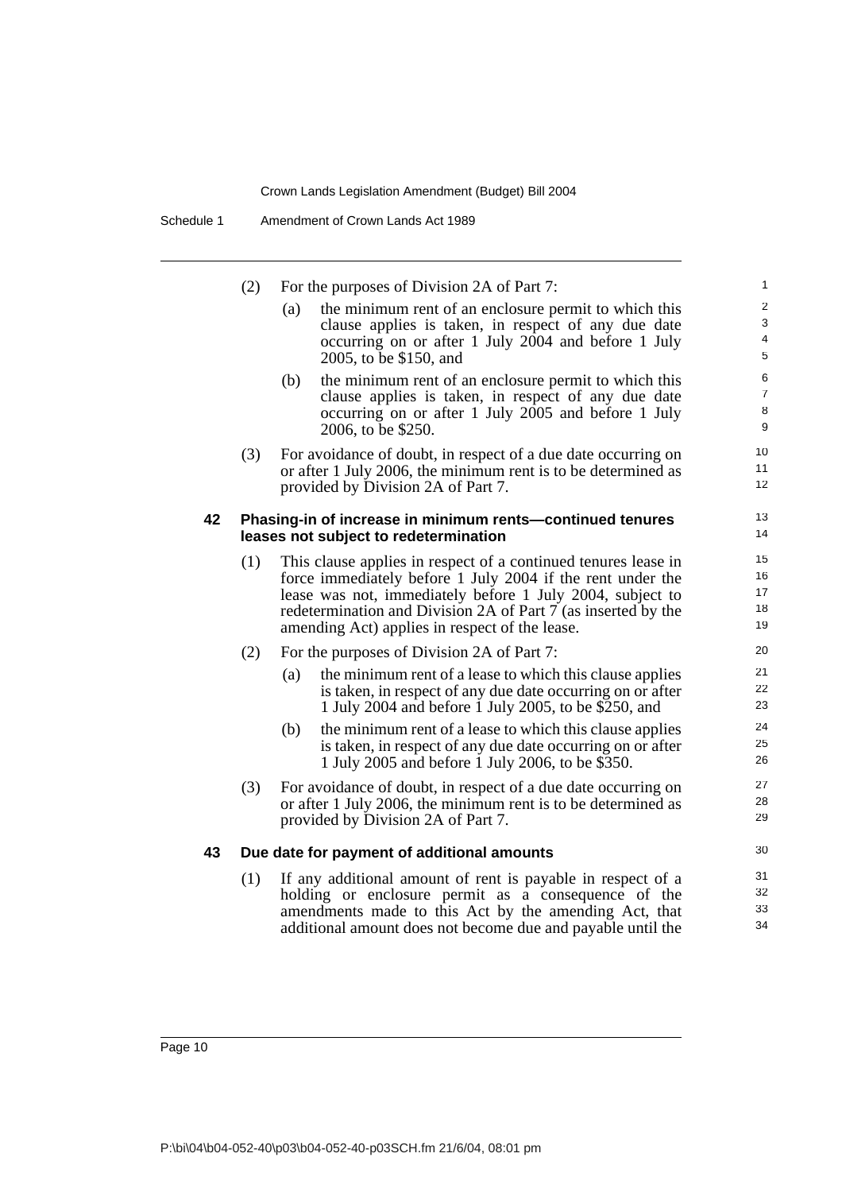(2) For the purposes of Division 2A of Part 7:

- (a) the minimum rent of an enclosure permit to which this clause applies is taken, in respect of any due date occurring on or after 1 July 2004 and before 1 July 2005, to be $150, and
- (b) the minimum rent of an enclosure permit to which this clause applies is taken, in respect of any due date occurring on or after 1 July 2005 and before 1 July 2006, to be $250.

(3) For avoidance of doubt, in respect of a due date occurring on or after 1 July 2006, the minimum rent is to be determined as provided by Division 2A of Part 7.

### 42 Phasing-in of increase in minimum rents—continued tenures leases not subject to redetermination

(1) This clause applies in respect of a continued tenures lease in force immediately before 1 July 2004 if the rent under the lease was not, immediately before 1 July 2004, subject to redetermination and Division 2A of Part 7 (as inserted by the amending Act) applies in respect of the lease.

(2) For the purposes of Division 2A of Part 7:

- (a) the minimum rent of a lease to which this clause applies is taken, in respect of any due date occurring on or after 1 July 2004 and before 1 July 2005, to be $250, and
- (b) the minimum rent of a lease to which this clause applies is taken, in respect of any due date occurring on or after 1 July 2005 and before 1 July 2006, to be $350.

(3) For avoidance of doubt, in respect of a due date occurring on or after 1 July 2006, the minimum rent is to be determined as provided by Division 2A of Part 7.

### 43 Due date for payment of additional amounts

(1) If any additional amount of rent is payable in respect of a holding or enclosure permit as a consequence of the amendments made to this Act by the amending Act, that additional amount does not become due and payable until the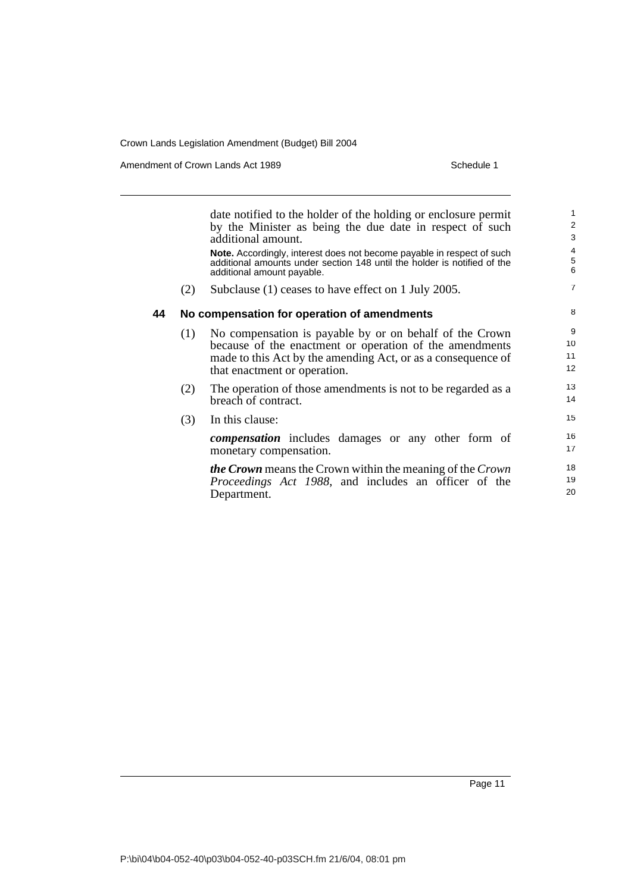date notified to the holder of the holding or enclosure permit by the Minister as being the due date in respect of such additional amount.

**Note.** Accordingly, interest does not become payable in respect of such additional amounts under section 148 until the holder is notified of the additional amount payable.

(2) Subclause (1) ceases to have effect on 1 July 2005.

### 44 No compensation for operation of amendments

(1) No compensation is payable by or on behalf of the Crown because of the enactment or operation of the amendments made to this Act by the amending Act, or as a consequence of that enactment or operation.

(2) The operation of those amendments is not to be regarded as a breach of contract.

(3) In this clause:

***compensation*** includes damages or any other form of monetary compensation.

***the Crown*** means the Crown within the meaning of the *Crown Proceedings Act 1988*, and includes an officer of the Department.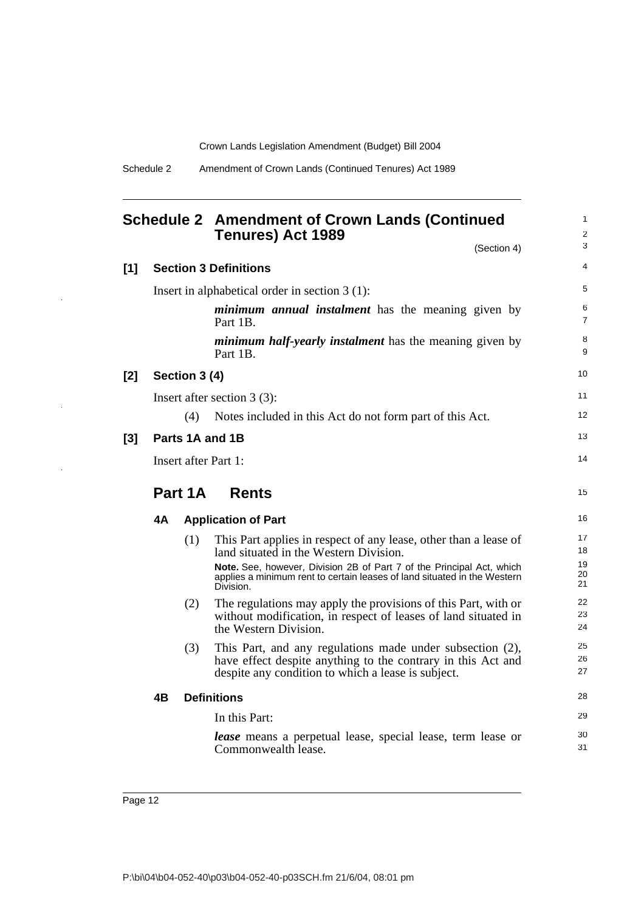# Schedule 2 Amendment of Crown Lands (Continued Tenures) Act 1989

(Section 4)

## [1] Section 3 Definitions

Insert in alphabetical order in section 3 (1):

> ***minimum annual instalment*** has the meaning given by Part 1B.
>
> ***minimum half-yearly instalment*** has the meaning given by Part 1B.

## [2] Section 3 (4)

Insert after section 3 (3):

> (4) Notes included in this Act do not form part of this Act.

## [3] Parts 1A and 1B

Insert after Part 1:

## Part 1A Rents

### 4A Application of Part

(1) This Part applies in respect of any lease, other than a lease of land situated in the Western Division.

**Note.** See, however, Division 2B of Part 7 of the Principal Act, which applies a minimum rent to certain leases of land situated in the Western Division.

(2) The regulations may apply the provisions of this Part, with or without modification, in respect of leases of land situated in the Western Division.

(3) This Part, and any regulations made under subsection (2), have effect despite anything to the contrary in this Act and despite any condition to which a lease is subject.

### 4B Definitions

In this Part:

***lease*** means a perpetual lease, special lease, term lease or Commonwealth lease.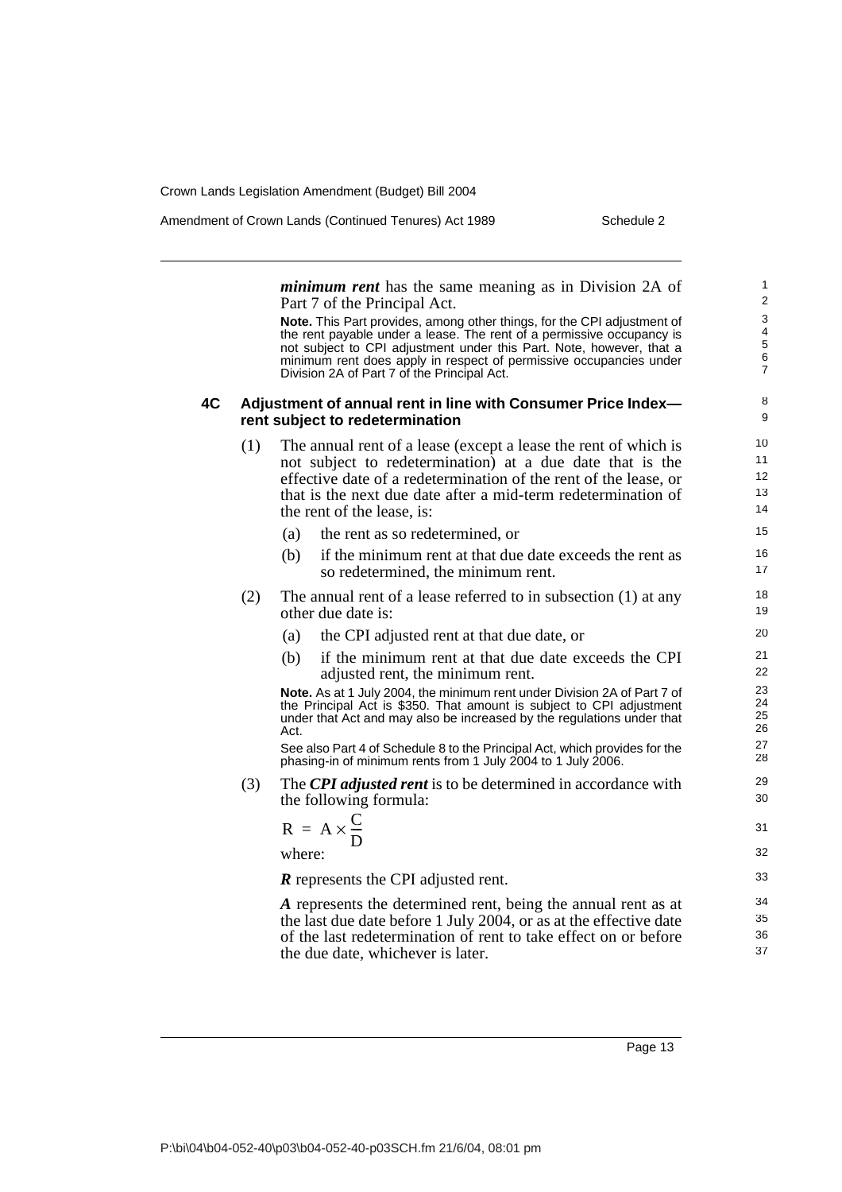***minimum rent*** has the same meaning as in Division 2A of Part 7 of the Principal Act.

**Note.** This Part provides, among other things, for the CPI adjustment of the rent payable under a lease. The rent of a permissive occupancy is not subject to CPI adjustment under this Part. Note, however, that a minimum rent does apply in respect of permissive occupancies under Division 2A of Part 7 of the Principal Act.

### 4C Adjustment of annual rent in line with Consumer Price Index—rent subject to redetermination

(1) The annual rent of a lease (except a lease the rent of which is not subject to redetermination) at a due date that is the effective date of a redetermination of the rent of the lease, or that is the next due date after a mid-term redetermination of the rent of the lease, is:

(a) the rent as so redetermined, or

(b) if the minimum rent at that due date exceeds the rent as so redetermined, the minimum rent.

(2) The annual rent of a lease referred to in subsection (1) at any other due date is:

(a) the CPI adjusted rent at that due date, or

(b) if the minimum rent at that due date exceeds the CPI adjusted rent, the minimum rent.

**Note.** As at 1 July 2004, the minimum rent under Division 2A of Part 7 of the Principal Act is $350. That amount is subject to CPI adjustment under that Act and may also be increased by the regulations under that Act.

See also Part 4 of Schedule 8 to the Principal Act, which provides for the phasing-in of minimum rents from 1 July 2004 to 1 July 2006.

(3) The ***CPI adjusted rent*** is to be determined in accordance with the following formula:

$$R = A \times \frac{C}{D}$$

where:

***R*** represents the CPI adjusted rent.

***A*** represents the determined rent, being the annual rent as at the last due date before 1 July 2004, or as at the effective date of the last redetermination of rent to take effect on or before the due date, whichever is later.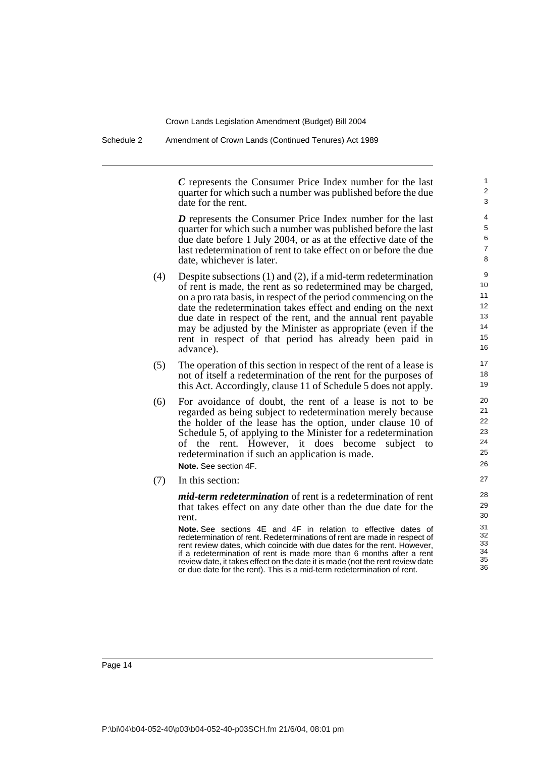***C*** represents the Consumer Price Index number for the last quarter for which such a number was published before the due date for the rent.

***D*** represents the Consumer Price Index number for the last quarter for which such a number was published before the last due date before 1 July 2004, or as at the effective date of the last redetermination of rent to take effect on or before the due date, whichever is later.

(4) Despite subsections (1) and (2), if a mid-term redetermination of rent is made, the rent as so redetermined may be charged, on a pro rata basis, in respect of the period commencing on the date the redetermination takes effect and ending on the next due date in respect of the rent, and the annual rent payable may be adjusted by the Minister as appropriate (even if the rent in respect of that period has already been paid in advance).

(5) The operation of this section in respect of the rent of a lease is not of itself a redetermination of the rent for the purposes of this Act. Accordingly, clause 11 of Schedule 5 does not apply.

(6) For avoidance of doubt, the rent of a lease is not to be regarded as being subject to redetermination merely because the holder of the lease has the option, under clause 10 of Schedule 5, of applying to the Minister for a redetermination of the rent. However, it does become subject to redetermination if such an application is made.

**Note.** See section 4F.

(7) In this section:

***mid-term redetermination*** of rent is a redetermination of rent that takes effect on any date other than the due date for the rent.

**Note.** See sections 4E and 4F in relation to effective dates of redetermination of rent. Redeterminations of rent are made in respect of rent review dates, which coincide with due dates for the rent. However, if a redetermination of rent is made more than 6 months after a rent review date, it takes effect on the date it is made (not the rent review date or due date for the rent). This is a mid-term redetermination of rent.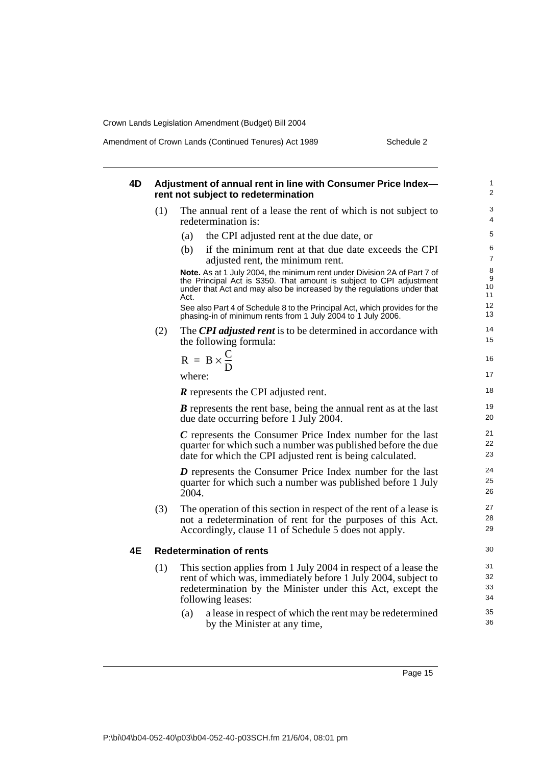### 4D Adjustment of annual rent in line with Consumer Price Index—rent not subject to redetermination

(1) The annual rent of a lease the rent of which is not subject to redetermination is:

(a) the CPI adjusted rent at the due date, or

(b) if the minimum rent at that due date exceeds the CPI adjusted rent, the minimum rent.

**Note.** As at 1 July 2004, the minimum rent under Division 2A of Part 7 of the Principal Act is $350. That amount is subject to CPI adjustment under that Act and may also be increased by the regulations under that Act.

See also Part 4 of Schedule 8 to the Principal Act, which provides for the phasing-in of minimum rents from 1 July 2004 to 1 July 2006.

(2) The ***CPI adjusted rent*** is to be determined in accordance with the following formula:

$$R = B \times \frac{C}{D}$$

where:

***R*** represents the CPI adjusted rent.

***B*** represents the rent base, being the annual rent as at the last due date occurring before 1 July 2004.

***C*** represents the Consumer Price Index number for the last quarter for which such a number was published before the due date for which the CPI adjusted rent is being calculated.

***D*** represents the Consumer Price Index number for the last quarter for which such a number was published before 1 July 2004.

(3) The operation of this section in respect of the rent of a lease is not a redetermination of rent for the purposes of this Act. Accordingly, clause 11 of Schedule 5 does not apply.

### 4E Redetermination of rents

(1) This section applies from 1 July 2004 in respect of a lease the rent of which was, immediately before 1 July 2004, subject to redetermination by the Minister under this Act, except the following leases:

(a) a lease in respect of which the rent may be redetermined by the Minister at any time,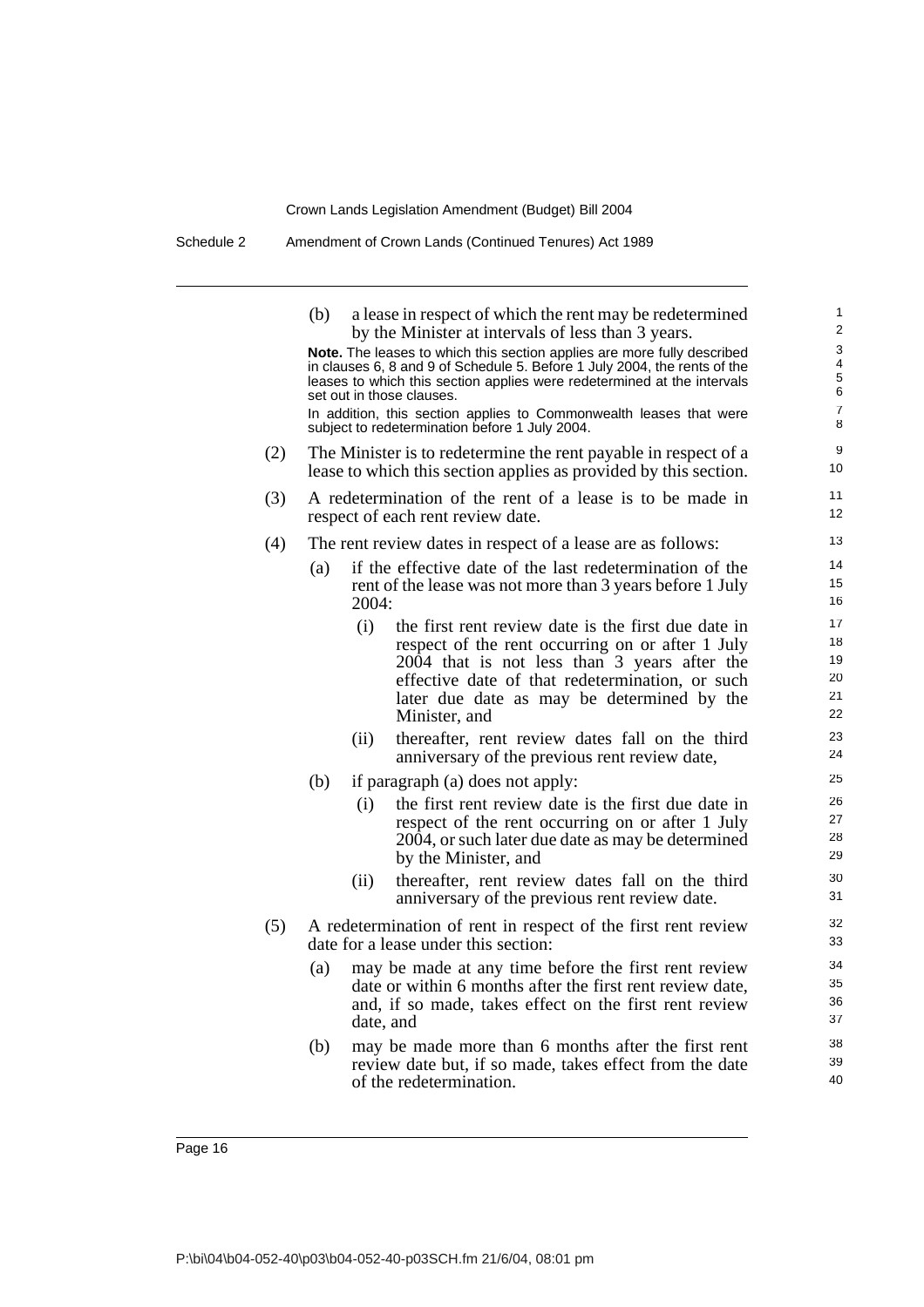(b) a lease in respect of which the rent may be redetermined by the Minister at intervals of less than 3 years.

**Note.** The leases to which this section applies are more fully described in clauses 6, 8 and 9 of Schedule 5. Before 1 July 2004, the rents of the leases to which this section applies were redetermined at the intervals set out in those clauses.

In addition, this section applies to Commonwealth leases that were subject to redetermination before 1 July 2004.

(2) The Minister is to redetermine the rent payable in respect of a lease to which this section applies as provided by this section.

(3) A redetermination of the rent of a lease is to be made in respect of each rent review date.

(4) The rent review dates in respect of a lease are as follows:

(a) if the effective date of the last redetermination of the rent of the lease was not more than 3 years before 1 July 2004:

(i) the first rent review date is the first due date in respect of the rent occurring on or after 1 July 2004 that is not less than 3 years after the effective date of that redetermination, or such later due date as may be determined by the Minister, and

(ii) thereafter, rent review dates fall on the third anniversary of the previous rent review date,

(b) if paragraph (a) does not apply:

(i) the first rent review date is the first due date in respect of the rent occurring on or after 1 July 2004, or such later due date as may be determined by the Minister, and

(ii) thereafter, rent review dates fall on the third anniversary of the previous rent review date.

(5) A redetermination of rent in respect of the first rent review date for a lease under this section:

(a) may be made at any time before the first rent review date or within 6 months after the first rent review date, and, if so made, takes effect on the first rent review date, and

(b) may be made more than 6 months after the first rent review date but, if so made, takes effect from the date of the redetermination.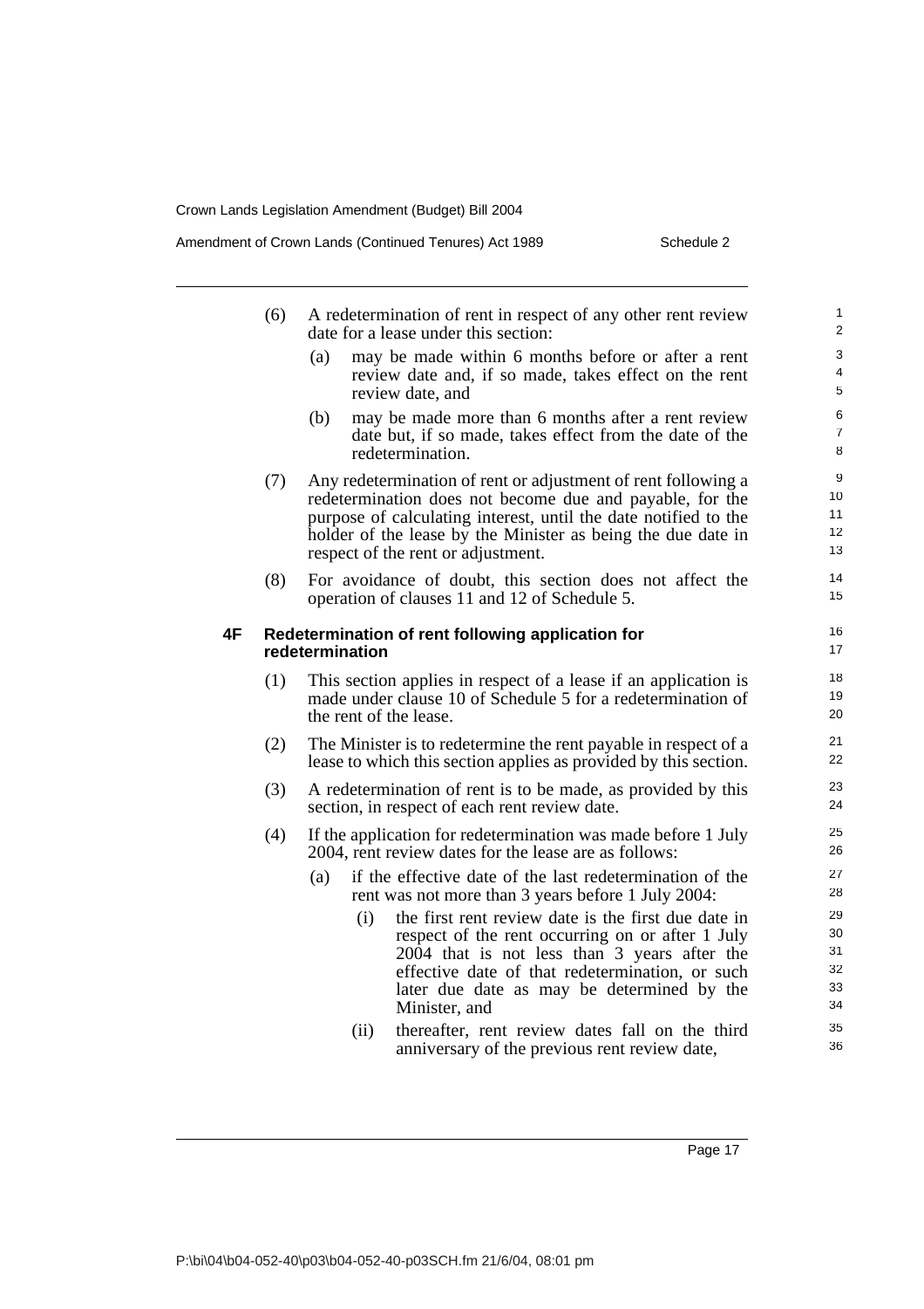(6) A redetermination of rent in respect of any other rent review date for a lease under this section:

(a) may be made within 6 months before or after a rent review date and, if so made, takes effect on the rent review date, and

(b) may be made more than 6 months after a rent review date but, if so made, takes effect from the date of the redetermination.

(7) Any redetermination of rent or adjustment of rent following a redetermination does not become due and payable, for the purpose of calculating interest, until the date notified to the holder of the lease by the Minister as being the due date in respect of the rent or adjustment.

(8) For avoidance of doubt, this section does not affect the operation of clauses 11 and 12 of Schedule 5.

### 4F Redetermination of rent following application for redetermination

(1) This section applies in respect of a lease if an application is made under clause 10 of Schedule 5 for a redetermination of the rent of the lease.

(2) The Minister is to redetermine the rent payable in respect of a lease to which this section applies as provided by this section.

(3) A redetermination of rent is to be made, as provided by this section, in respect of each rent review date.

(4) If the application for redetermination was made before 1 July 2004, rent review dates for the lease are as follows:

(a) if the effective date of the last redetermination of the rent was not more than 3 years before 1 July 2004:

(i) the first rent review date is the first due date in respect of the rent occurring on or after 1 July 2004 that is not less than 3 years after the effective date of that redetermination, or such later due date as may be determined by the Minister, and

(ii) thereafter, rent review dates fall on the third anniversary of the previous rent review date,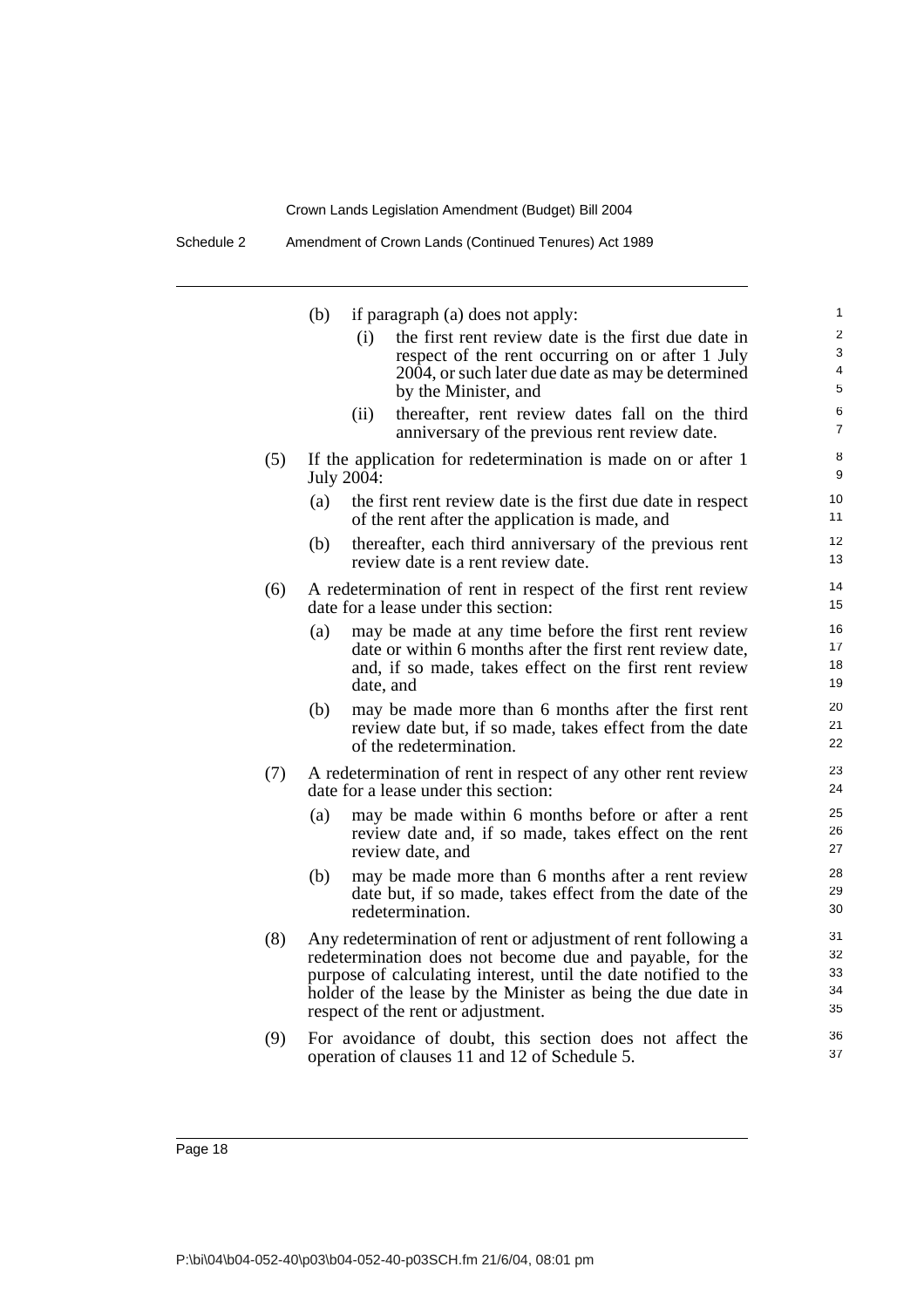(b) if paragraph (a) does not apply:

(i) the first rent review date is the first due date in respect of the rent occurring on or after 1 July 2004, or such later due date as may be determined by the Minister, and

(ii) thereafter, rent review dates fall on the third anniversary of the previous rent review date.

(5) If the application for redetermination is made on or after 1 July 2004:

(a) the first rent review date is the first due date in respect of the rent after the application is made, and

(b) thereafter, each third anniversary of the previous rent review date is a rent review date.

(6) A redetermination of rent in respect of the first rent review date for a lease under this section:

(a) may be made at any time before the first rent review date or within 6 months after the first rent review date, and, if so made, takes effect on the first rent review date, and

(b) may be made more than 6 months after the first rent review date but, if so made, takes effect from the date of the redetermination.

(7) A redetermination of rent in respect of any other rent review date for a lease under this section:

(a) may be made within 6 months before or after a rent review date and, if so made, takes effect on the rent review date, and

(b) may be made more than 6 months after a rent review date but, if so made, takes effect from the date of the redetermination.

(8) Any redetermination of rent or adjustment of rent following a redetermination does not become due and payable, for the purpose of calculating interest, until the date notified to the holder of the lease by the Minister as being the due date in respect of the rent or adjustment.

(9) For avoidance of doubt, this section does not affect the operation of clauses 11 and 12 of Schedule 5.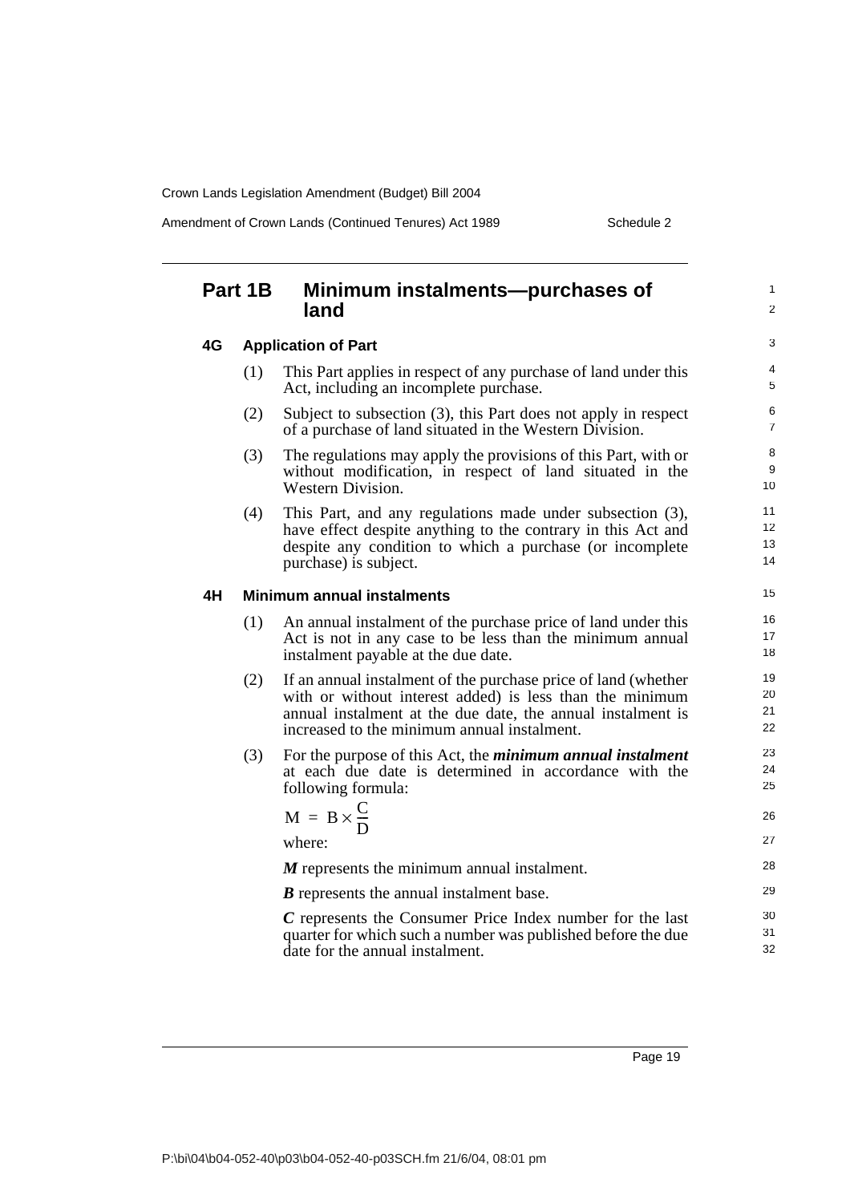## Part 1B Minimum instalments—purchases of land

### 4G Application of Part

(1) This Part applies in respect of any purchase of land under this Act, including an incomplete purchase.

(2) Subject to subsection (3), this Part does not apply in respect of a purchase of land situated in the Western Division.

(3) The regulations may apply the provisions of this Part, with or without modification, in respect of land situated in the Western Division.

(4) This Part, and any regulations made under subsection (3), have effect despite anything to the contrary in this Act and despite any condition to which a purchase (or incomplete purchase) is subject.

### 4H Minimum annual instalments

(1) An annual instalment of the purchase price of land under this Act is not in any case to be less than the minimum annual instalment payable at the due date.

(2) If an annual instalment of the purchase price of land (whether with or without interest added) is less than the minimum annual instalment at the due date, the annual instalment is increased to the minimum annual instalment.

(3) For the purpose of this Act, the ***minimum annual instalment*** at each due date is determined in accordance with the following formula:

$$M = B \times \frac{C}{D}$$

where:

***M*** represents the minimum annual instalment.

***B*** represents the annual instalment base.

***C*** represents the Consumer Price Index number for the last quarter for which such a number was published before the due date for the annual instalment.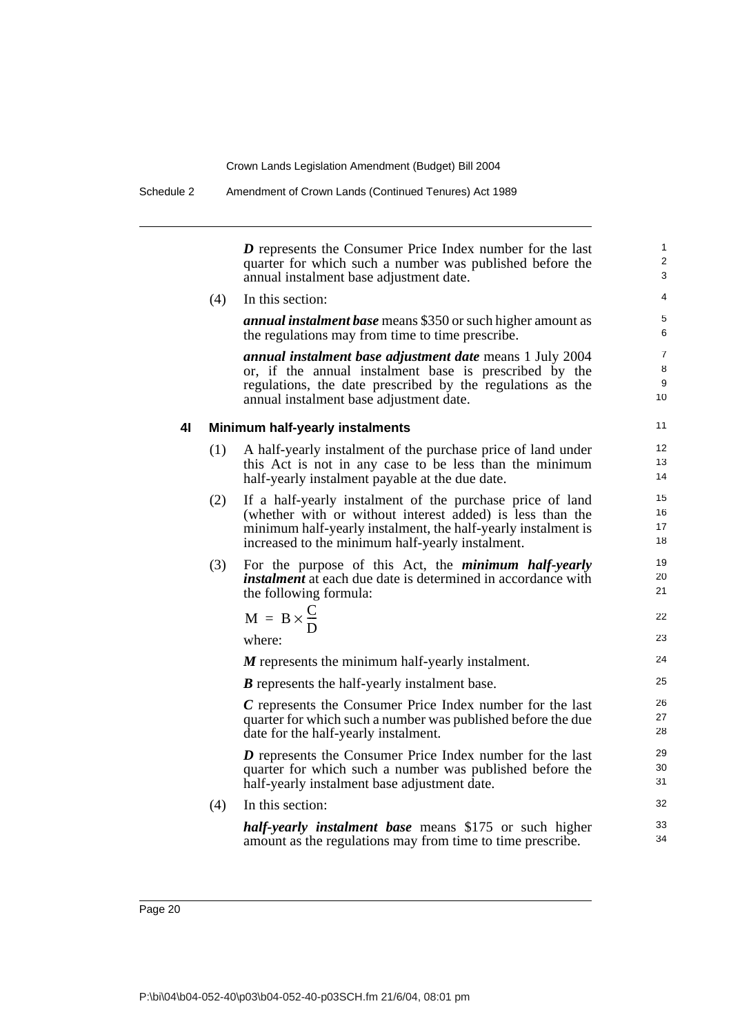***D*** represents the Consumer Price Index number for the last quarter for which such a number was published before the annual instalment base adjustment date.

(4) In this section:

***annual instalment base*** means \$350 or such higher amount as the regulations may from time to time prescribe.

***annual instalment base adjustment date*** means 1 July 2004 or, if the annual instalment base is prescribed by the regulations, the date prescribed by the regulations as the annual instalment base adjustment date.

### 4I Minimum half-yearly instalments

(1) A half-yearly instalment of the purchase price of land under this Act is not in any case to be less than the minimum half-yearly instalment payable at the due date.

(2) If a half-yearly instalment of the purchase price of land (whether with or without interest added) is less than the minimum half-yearly instalment, the half-yearly instalment is increased to the minimum half-yearly instalment.

(3) For the purpose of this Act, the ***minimum half-yearly instalment*** at each due date is determined in accordance with the following formula:

$$M = B \times \frac{C}{D}$$

where:

***M*** represents the minimum half-yearly instalment.

***B*** represents the half-yearly instalment base.

***C*** represents the Consumer Price Index number for the last quarter for which such a number was published before the due date for the half-yearly instalment.

***D*** represents the Consumer Price Index number for the last quarter for which such a number was published before the half-yearly instalment base adjustment date.

(4) In this section:

***half-yearly instalment base*** means \$175 or such higher amount as the regulations may from time to time prescribe.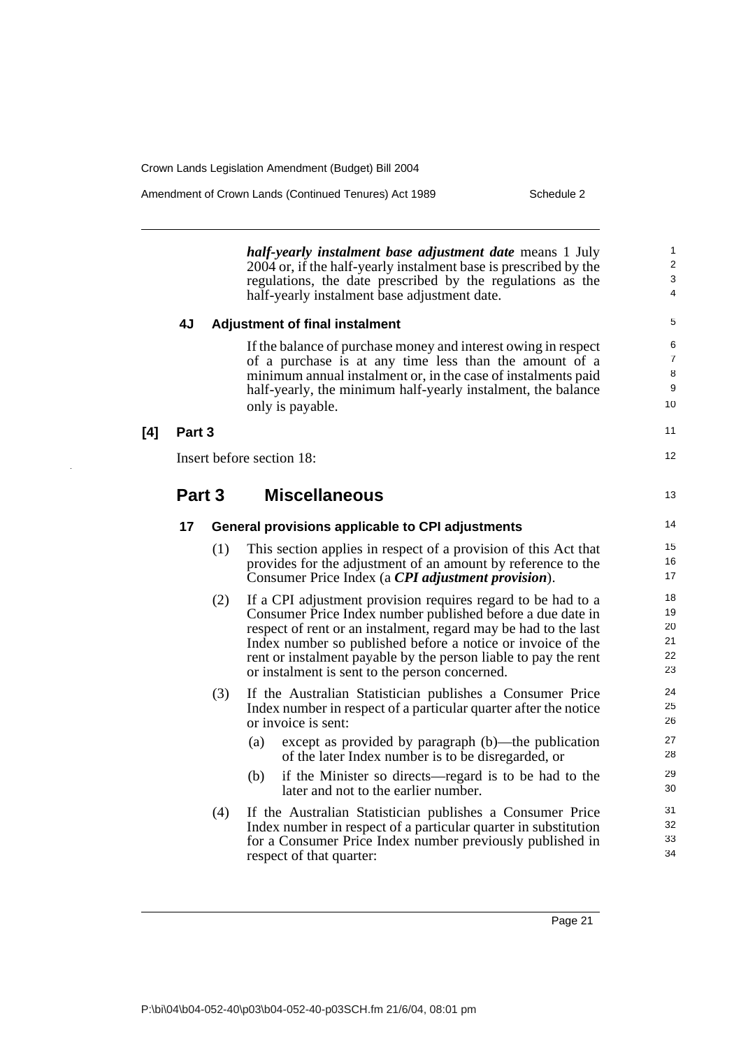***half-yearly instalment base adjustment date*** means 1 July 2004 or, if the half-yearly instalment base is prescribed by the regulations, the date prescribed by the regulations as the half-yearly instalment base adjustment date.

**4J Adjustment of final instalment**

If the balance of purchase money and interest owing in respect of a purchase is at any time less than the amount of a minimum annual instalment or, in the case of instalments paid half-yearly, the minimum half-yearly instalment, the balance only is payable.

**[4] Part 3**

Insert before section 18:

## Part 3 Miscellaneous

**17 General provisions applicable to CPI adjustments**

(1) This section applies in respect of a provision of this Act that provides for the adjustment of an amount by reference to the Consumer Price Index (a ***CPI adjustment provision***).

(2) If a CPI adjustment provision requires regard to be had to a Consumer Price Index number published before a due date in respect of rent or an instalment, regard may be had to the last Index number so published before a notice or invoice of the rent or instalment payable by the person liable to pay the rent or instalment is sent to the person concerned.

(3) If the Australian Statistician publishes a Consumer Price Index number in respect of a particular quarter after the notice or invoice is sent:

(a) except as provided by paragraph (b)—the publication of the later Index number is to be disregarded, or

(b) if the Minister so directs—regard is to be had to the later and not to the earlier number.

(4) If the Australian Statistician publishes a Consumer Price Index number in respect of a particular quarter in substitution for a Consumer Price Index number previously published in respect of that quarter: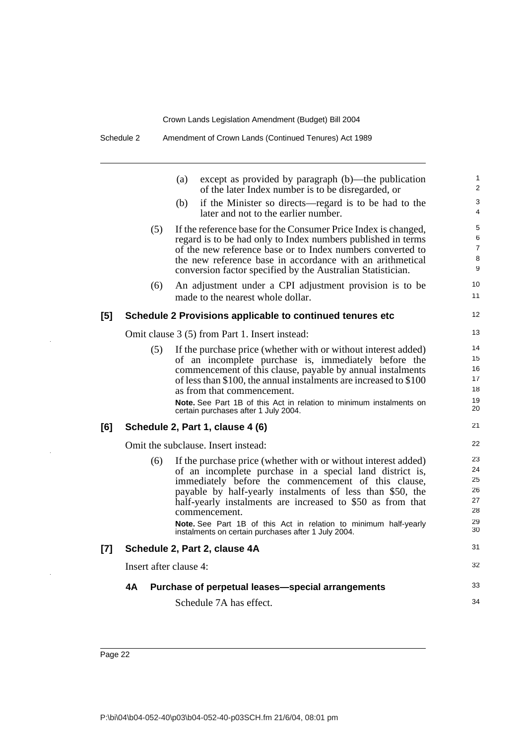(a) except as provided by paragraph (b)—the publication of the later Index number is to be disregarded, or

(b) if the Minister so directs—regard is to be had to the later and not to the earlier number.

(5) If the reference base for the Consumer Price Index is changed, regard is to be had only to Index numbers published in terms of the new reference base or to Index numbers converted to the new reference base in accordance with an arithmetical conversion factor specified by the Australian Statistician.

(6) An adjustment under a CPI adjustment provision is to be made to the nearest whole dollar.

### [5] Schedule 2 Provisions applicable to continued tenures etc

Omit clause 3 (5) from Part 1. Insert instead:

(5) If the purchase price (whether with or without interest added) of an incomplete purchase is, immediately before the commencement of this clause, payable by annual instalments of less than $100, the annual instalments are increased to $100 as from that commencement.

**Note.** See Part 1B of this Act in relation to minimum instalments on certain purchases after 1 July 2004.

### [6] Schedule 2, Part 1, clause 4 (6)

Omit the subclause. Insert instead:

(6) If the purchase price (whether with or without interest added) of an incomplete purchase in a special land district is, immediately before the commencement of this clause, payable by half-yearly instalments of less than $50, the half-yearly instalments are increased to $50 as from that commencement.

**Note.** See Part 1B of this Act in relation to minimum half-yearly instalments on certain purchases after 1 July 2004.

### [7] Schedule 2, Part 2, clause 4A

Insert after clause 4:

#### 4A Purchase of perpetual leases—special arrangements

Schedule 7A has effect.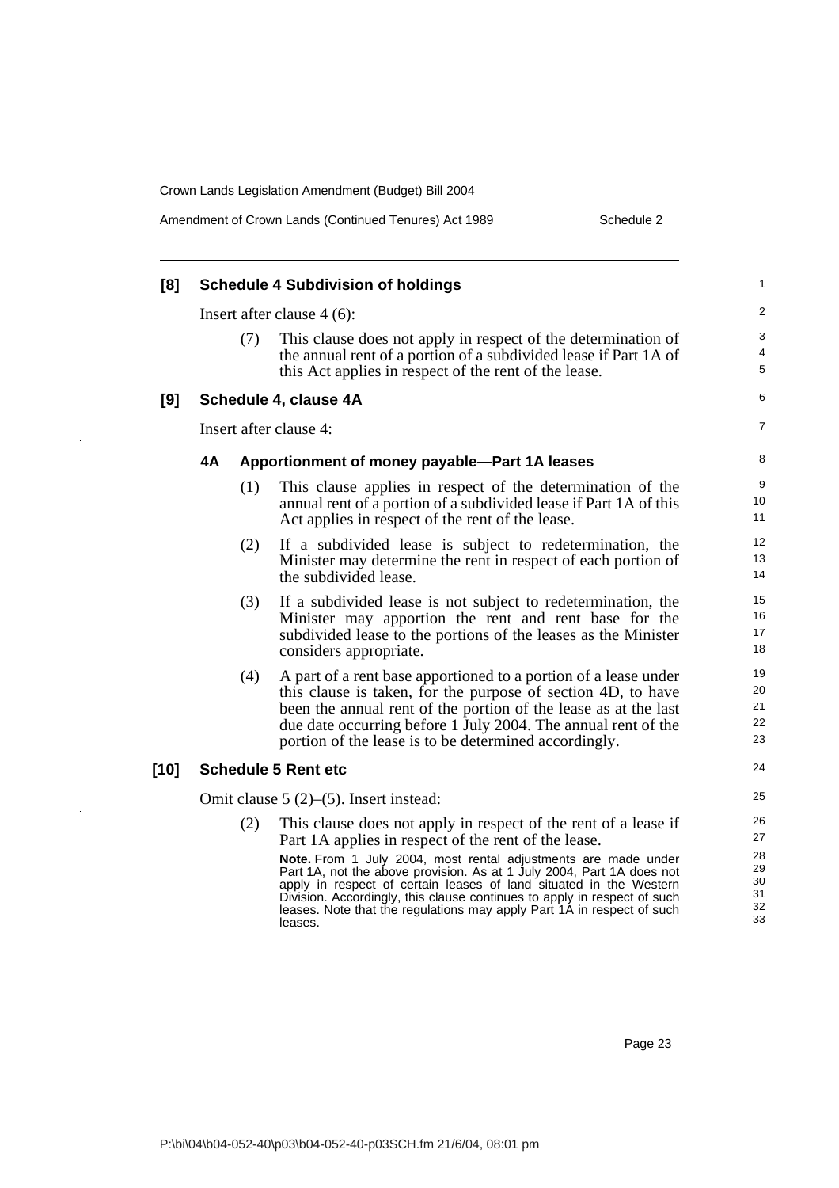**[8] Schedule 4 Subdivision of holdings**

Insert after clause 4 (6):

(7) This clause does not apply in respect of the determination of the annual rent of a portion of a subdivided lease if Part 1A of this Act applies in respect of the rent of the lease.

**[9] Schedule 4, clause 4A**

Insert after clause 4:

**4A Apportionment of money payable—Part 1A leases**

(1) This clause applies in respect of the determination of the annual rent of a portion of a subdivided lease if Part 1A of this Act applies in respect of the rent of the lease.

(2) If a subdivided lease is subject to redetermination, the Minister may determine the rent in respect of each portion of the subdivided lease.

(3) If a subdivided lease is not subject to redetermination, the Minister may apportion the rent and rent base for the subdivided lease to the portions of the leases as the Minister considers appropriate.

(4) A part of a rent base apportioned to a portion of a lease under this clause is taken, for the purpose of section 4D, to have been the annual rent of the portion of the lease as at the last due date occurring before 1 July 2004. The annual rent of the portion of the lease is to be determined accordingly.

**[10] Schedule 5 Rent etc**

Omit clause 5 (2)–(5). Insert instead:

(2) This clause does not apply in respect of the rent of a lease if Part 1A applies in respect of the rent of the lease.

**Note.** From 1 July 2004, most rental adjustments are made under Part 1A, not the above provision. As at 1 July 2004, Part 1A does not apply in respect of certain leases of land situated in the Western Division. Accordingly, this clause continues to apply in respect of such leases. Note that the regulations may apply Part 1A in respect of such leases.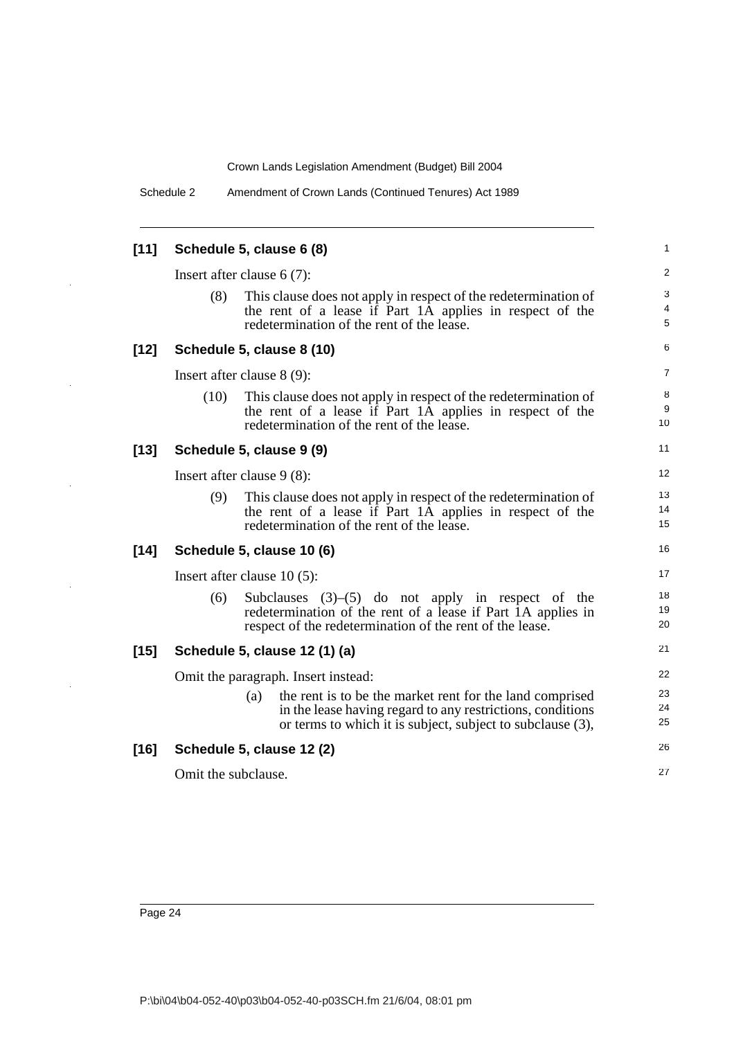### [11] Schedule 5, clause 6 (8)

Insert after clause 6 (7):

(8) This clause does not apply in respect of the redetermination of the rent of a lease if Part 1A applies in respect of the redetermination of the rent of the lease.

### [12] Schedule 5, clause 8 (10)

Insert after clause 8 (9):

(10) This clause does not apply in respect of the redetermination of the rent of a lease if Part 1A applies in respect of the redetermination of the rent of the lease.

### [13] Schedule 5, clause 9 (9)

Insert after clause 9 (8):

(9) This clause does not apply in respect of the redetermination of the rent of a lease if Part 1A applies in respect of the redetermination of the rent of the lease.

### [14] Schedule 5, clause 10 (6)

Insert after clause 10 (5):

(6) Subclauses (3)–(5) do not apply in respect of the redetermination of the rent of a lease if Part 1A applies in respect of the redetermination of the rent of the lease.

### [15] Schedule 5, clause 12 (1) (a)

Omit the paragraph. Insert instead:

(a) the rent is to be the market rent for the land comprised in the lease having regard to any restrictions, conditions or terms to which it is subject, subject to subclause (3),

### [16] Schedule 5, clause 12 (2)

Omit the subclause.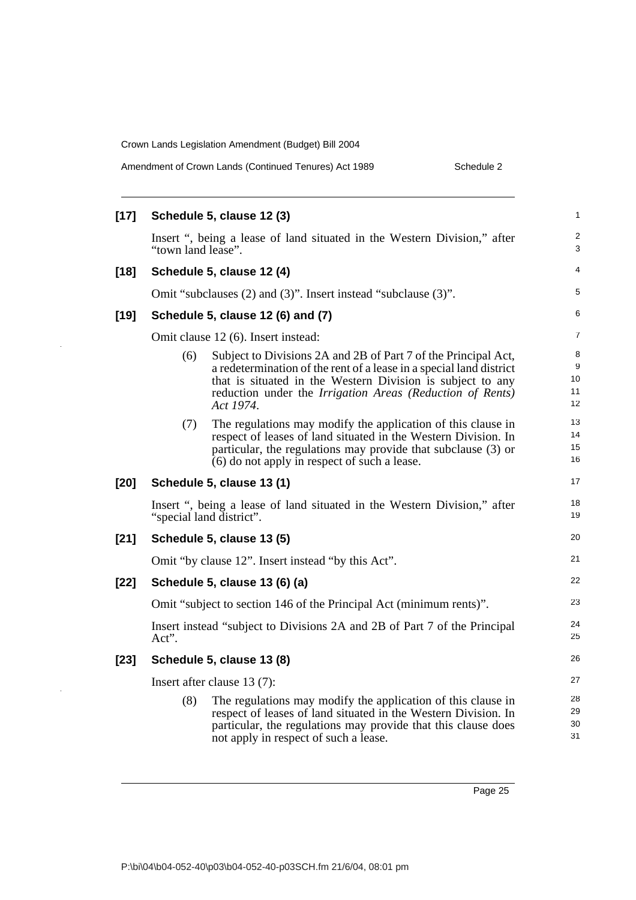**[17] Schedule 5, clause 12 (3)**

Insert ", being a lease of land situated in the Western Division," after "town land lease".

**[18] Schedule 5, clause 12 (4)**

Omit "subclauses (2) and (3)". Insert instead "subclause (3)".

**[19] Schedule 5, clause 12 (6) and (7)**

Omit clause 12 (6). Insert instead:

> (6) Subject to Divisions 2A and 2B of Part 7 of the Principal Act, a redetermination of the rent of a lease in a special land district that is situated in the Western Division is subject to any reduction under the *Irrigation Areas (Reduction of Rents) Act 1974*.
>
> (7) The regulations may modify the application of this clause in respect of leases of land situated in the Western Division. In particular, the regulations may provide that subclause (3) or (6) do not apply in respect of such a lease.

**[20] Schedule 5, clause 13 (1)**

Insert ", being a lease of land situated in the Western Division," after "special land district".

**[21] Schedule 5, clause 13 (5)**

Omit "by clause 12". Insert instead "by this Act".

**[22] Schedule 5, clause 13 (6) (a)**

Omit "subject to section 146 of the Principal Act (minimum rents)".

Insert instead "subject to Divisions 2A and 2B of Part 7 of the Principal Act".

**[23] Schedule 5, clause 13 (8)**

Insert after clause 13 (7):

> (8) The regulations may modify the application of this clause in respect of leases of land situated in the Western Division. In particular, the regulations may provide that this clause does not apply in respect of such a lease.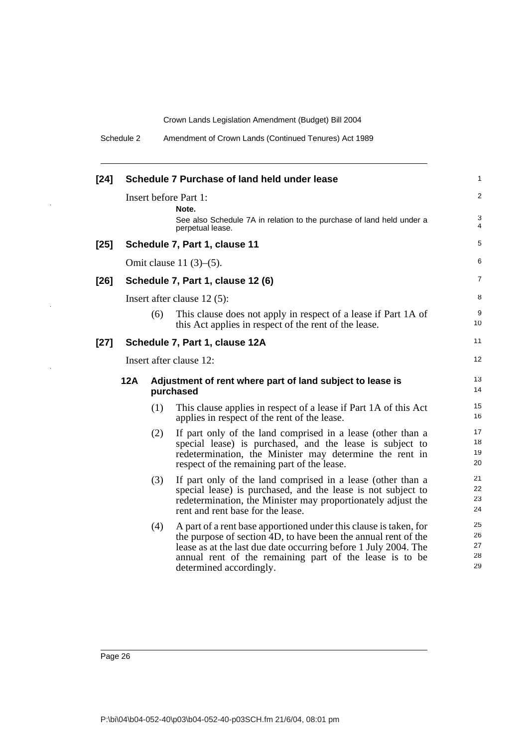## [24] Schedule 7 Purchase of land held under lease

Insert before Part 1:

**Note.**

See also Schedule 7A in relation to the purchase of land held under a perpetual lease.

## [25] Schedule 7, Part 1, clause 11

Omit clause 11 (3)–(5).

## [26] Schedule 7, Part 1, clause 12 (6)

Insert after clause 12 (5):

(6) This clause does not apply in respect of a lease if Part 1A of this Act applies in respect of the rent of the lease.

## [27] Schedule 7, Part 1, clause 12A

Insert after clause 12:

### 12A Adjustment of rent where part of land subject to lease is purchased

(1) This clause applies in respect of a lease if Part 1A of this Act applies in respect of the rent of the lease.

(2) If part only of the land comprised in a lease (other than a special lease) is purchased, and the lease is subject to redetermination, the Minister may determine the rent in respect of the remaining part of the lease.

(3) If part only of the land comprised in a lease (other than a special lease) is purchased, and the lease is not subject to redetermination, the Minister may proportionately adjust the rent and rent base for the lease.

(4) A part of a rent base apportioned under this clause is taken, for the purpose of section 4D, to have been the annual rent of the lease as at the last due date occurring before 1 July 2004. The annual rent of the remaining part of the lease is to be determined accordingly.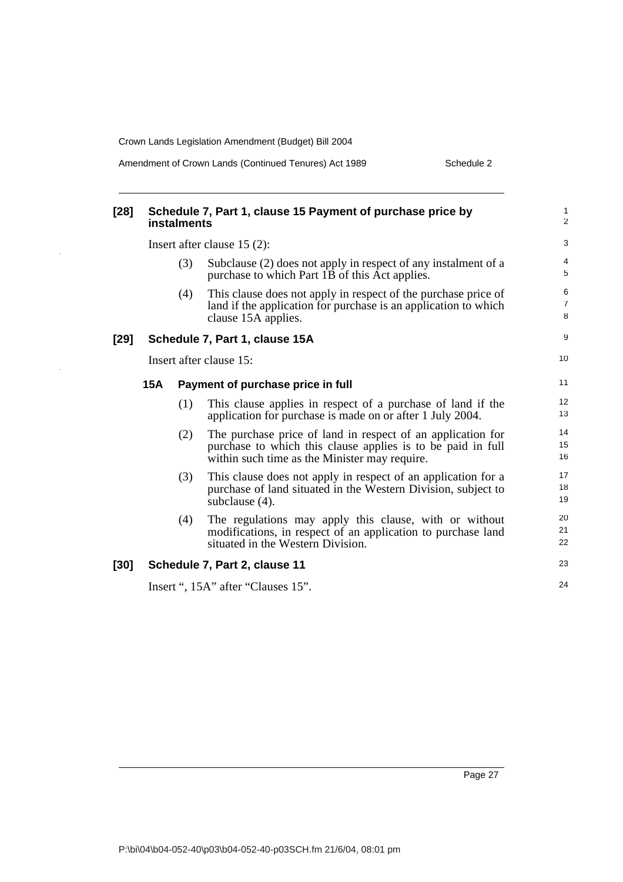### [28] Schedule 7, Part 1, clause 15 Payment of purchase price by instalments

Insert after clause 15 (2):

(3) Subclause (2) does not apply in respect of any instalment of a purchase to which Part 1B of this Act applies.

(4) This clause does not apply in respect of the purchase price of land if the application for purchase is an application to which clause 15A applies.

### [29] Schedule 7, Part 1, clause 15A

Insert after clause 15:

#### 15A Payment of purchase price in full

(1) This clause applies in respect of a purchase of land if the application for purchase is made on or after 1 July 2004.

(2) The purchase price of land in respect of an application for purchase to which this clause applies is to be paid in full within such time as the Minister may require.

(3) This clause does not apply in respect of an application for a purchase of land situated in the Western Division, subject to subclause (4).

(4) The regulations may apply this clause, with or without modifications, in respect of an application to purchase land situated in the Western Division.

### [30] Schedule 7, Part 2, clause 11

Insert ", 15A" after "Clauses 15".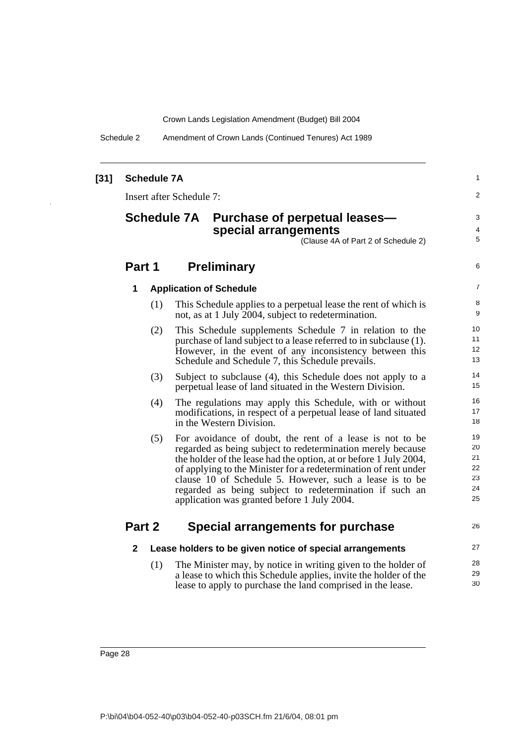**[31] Schedule 7A**

Insert after Schedule 7:

# Schedule 7A Purchase of perpetual leases—special arrangements

(Clause 4A of Part 2 of Schedule 2)

## Part 1 Preliminary

### 1 Application of Schedule

(1) This Schedule applies to a perpetual lease the rent of which is not, as at 1 July 2004, subject to redetermination.

(2) This Schedule supplements Schedule 7 in relation to the purchase of land subject to a lease referred to in subclause (1). However, in the event of any inconsistency between this Schedule and Schedule 7, this Schedule prevails.

(3) Subject to subclause (4), this Schedule does not apply to a perpetual lease of land situated in the Western Division.

(4) The regulations may apply this Schedule, with or without modifications, in respect of a perpetual lease of land situated in the Western Division.

(5) For avoidance of doubt, the rent of a lease is not to be regarded as being subject to redetermination merely because the holder of the lease had the option, at or before 1 July 2004, of applying to the Minister for a redetermination of rent under clause 10 of Schedule 5. However, such a lease is to be regarded as being subject to redetermination if such an application was granted before 1 July 2004.

## Part 2 Special arrangements for purchase

### 2 Lease holders to be given notice of special arrangements

(1) The Minister may, by notice in writing given to the holder of a lease to which this Schedule applies, invite the holder of the lease to apply to purchase the land comprised in the lease.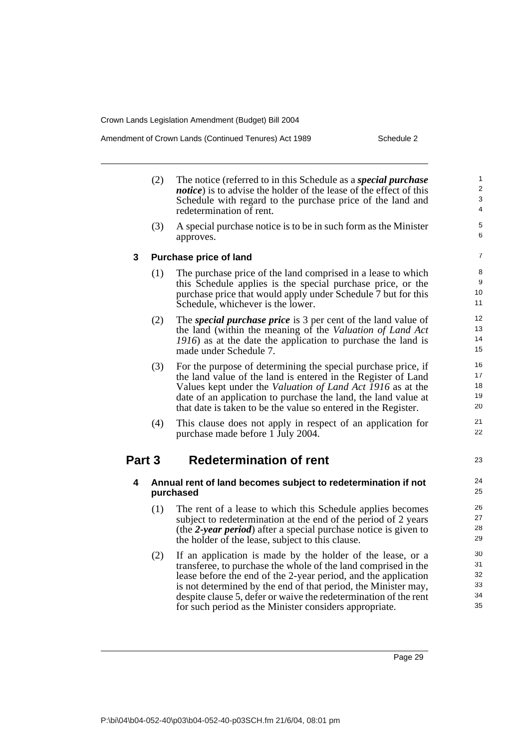(2) The notice (referred to in this Schedule as a ***special purchase notice***) is to advise the holder of the lease of the effect of this Schedule with regard to the purchase price of the land and redetermination of rent.

(3) A special purchase notice is to be in such form as the Minister approves.

### 3 Purchase price of land

(1) The purchase price of the land comprised in a lease to which this Schedule applies is the special purchase price, or the purchase price that would apply under Schedule 7 but for this Schedule, whichever is the lower.

(2) The ***special purchase price*** is 3 per cent of the land value of the land (within the meaning of the *Valuation of Land Act 1916*) as at the date the application to purchase the land is made under Schedule 7.

(3) For the purpose of determining the special purchase price, if the land value of the land is entered in the Register of Land Values kept under the *Valuation of Land Act 1916* as at the date of an application to purchase the land, the land value at that date is taken to be the value so entered in the Register.

(4) This clause does not apply in respect of an application for purchase made before 1 July 2004.

## Part 3 Redetermination of rent

### 4 Annual rent of land becomes subject to redetermination if not purchased

(1) The rent of a lease to which this Schedule applies becomes subject to redetermination at the end of the period of 2 years (the ***2-year period***) after a special purchase notice is given to the holder of the lease, subject to this clause.

(2) If an application is made by the holder of the lease, or a transferee, to purchase the whole of the land comprised in the lease before the end of the 2-year period, and the application is not determined by the end of that period, the Minister may, despite clause 5, defer or waive the redetermination of the rent for such period as the Minister considers appropriate.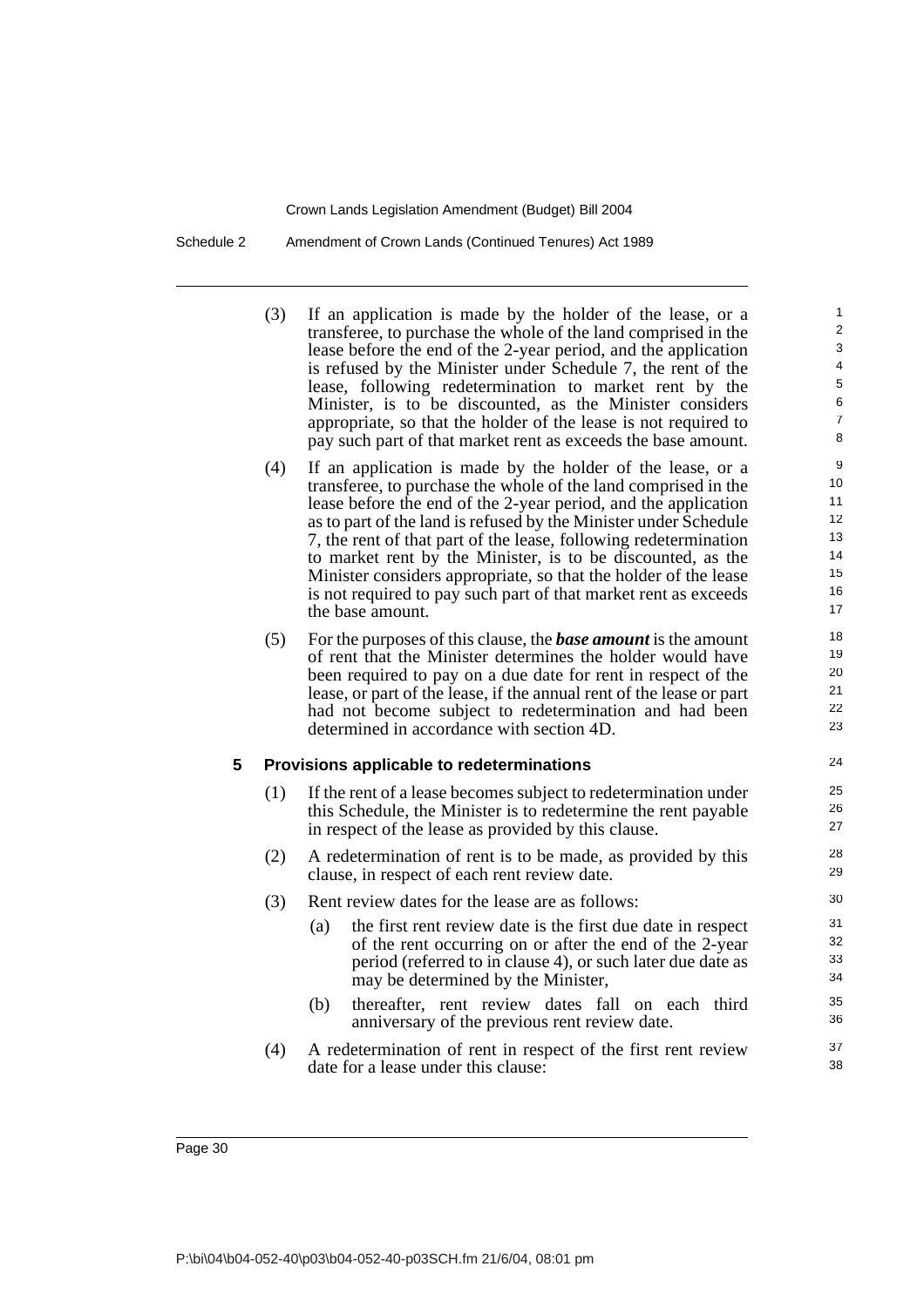(3) If an application is made by the holder of the lease, or a transferee, to purchase the whole of the land comprised in the lease before the end of the 2-year period, and the application is refused by the Minister under Schedule 7, the rent of the lease, following redetermination to market rent by the Minister, is to be discounted, as the Minister considers appropriate, so that the holder of the lease is not required to pay such part of that market rent as exceeds the base amount.

(4) If an application is made by the holder of the lease, or a transferee, to purchase the whole of the land comprised in the lease before the end of the 2-year period, and the application as to part of the land is refused by the Minister under Schedule 7, the rent of that part of the lease, following redetermination to market rent by the Minister, is to be discounted, as the Minister considers appropriate, so that the holder of the lease is not required to pay such part of that market rent as exceeds the base amount.

(5) For the purposes of this clause, the ***base amount*** is the amount of rent that the Minister determines the holder would have been required to pay on a due date for rent in respect of the lease, or part of the lease, if the annual rent of the lease or part had not become subject to redetermination and had been determined in accordance with section 4D.

### 5 Provisions applicable to redeterminations

(1) If the rent of a lease becomes subject to redetermination under this Schedule, the Minister is to redetermine the rent payable in respect of the lease as provided by this clause.

(2) A redetermination of rent is to be made, as provided by this clause, in respect of each rent review date.

(3) Rent review dates for the lease are as follows:

(a) the first rent review date is the first due date in respect of the rent occurring on or after the end of the 2-year period (referred to in clause 4), or such later due date as may be determined by the Minister,

(b) thereafter, rent review dates fall on each third anniversary of the previous rent review date.

(4) A redetermination of rent in respect of the first rent review date for a lease under this clause: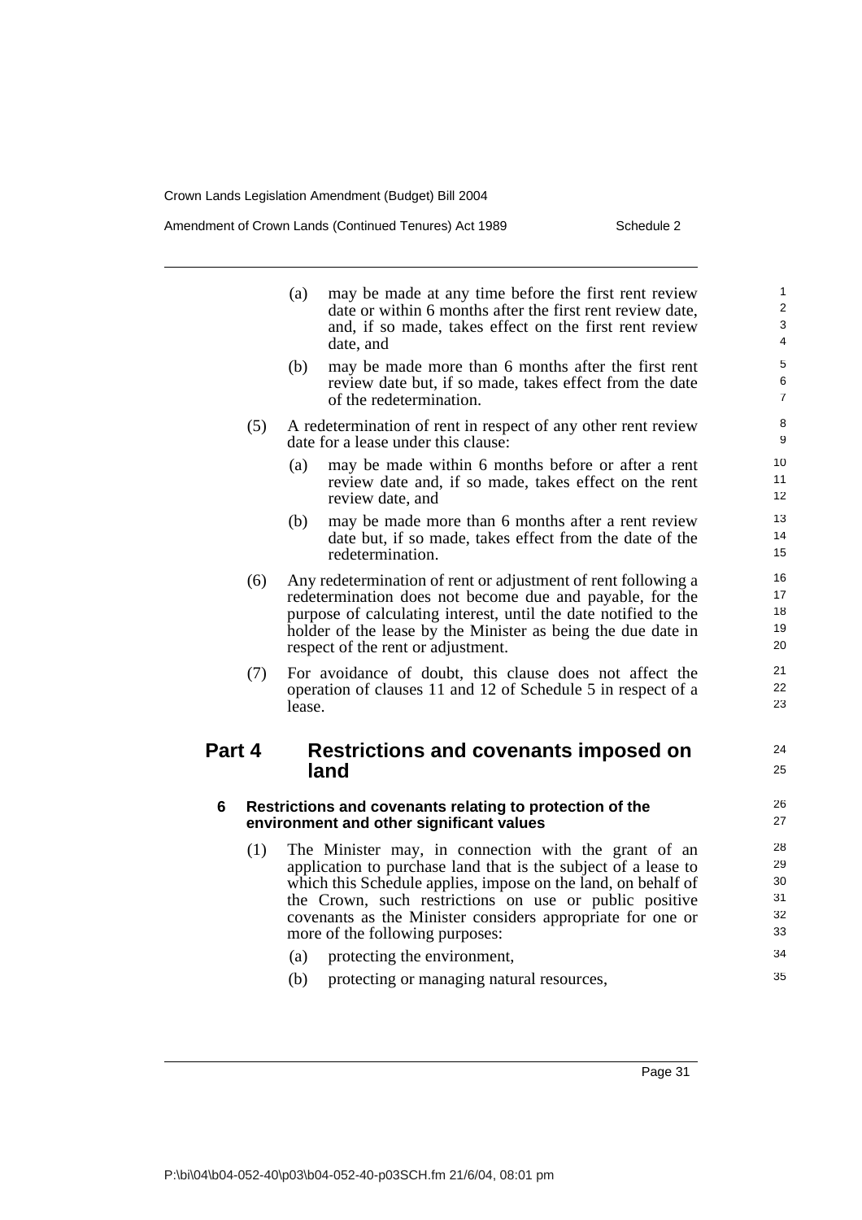(a) may be made at any time before the first rent review date or within 6 months after the first rent review date, and, if so made, takes effect on the first rent review date, and

(b) may be made more than 6 months after the first rent review date but, if so made, takes effect from the date of the redetermination.

(5) A redetermination of rent in respect of any other rent review date for a lease under this clause:

(a) may be made within 6 months before or after a rent review date and, if so made, takes effect on the rent review date, and

(b) may be made more than 6 months after a rent review date but, if so made, takes effect from the date of the redetermination.

(6) Any redetermination of rent or adjustment of rent following a redetermination does not become due and payable, for the purpose of calculating interest, until the date notified to the holder of the lease by the Minister as being the due date in respect of the rent or adjustment.

(7) For avoidance of doubt, this clause does not affect the operation of clauses 11 and 12 of Schedule 5 in respect of a lease.

## Part 4 Restrictions and covenants imposed on land

### 6 Restrictions and covenants relating to protection of the environment and other significant values

(1) The Minister may, in connection with the grant of an application to purchase land that is the subject of a lease to which this Schedule applies, impose on the land, on behalf of the Crown, such restrictions on use or public positive covenants as the Minister considers appropriate for one or more of the following purposes:

(a) protecting the environment,

(b) protecting or managing natural resources,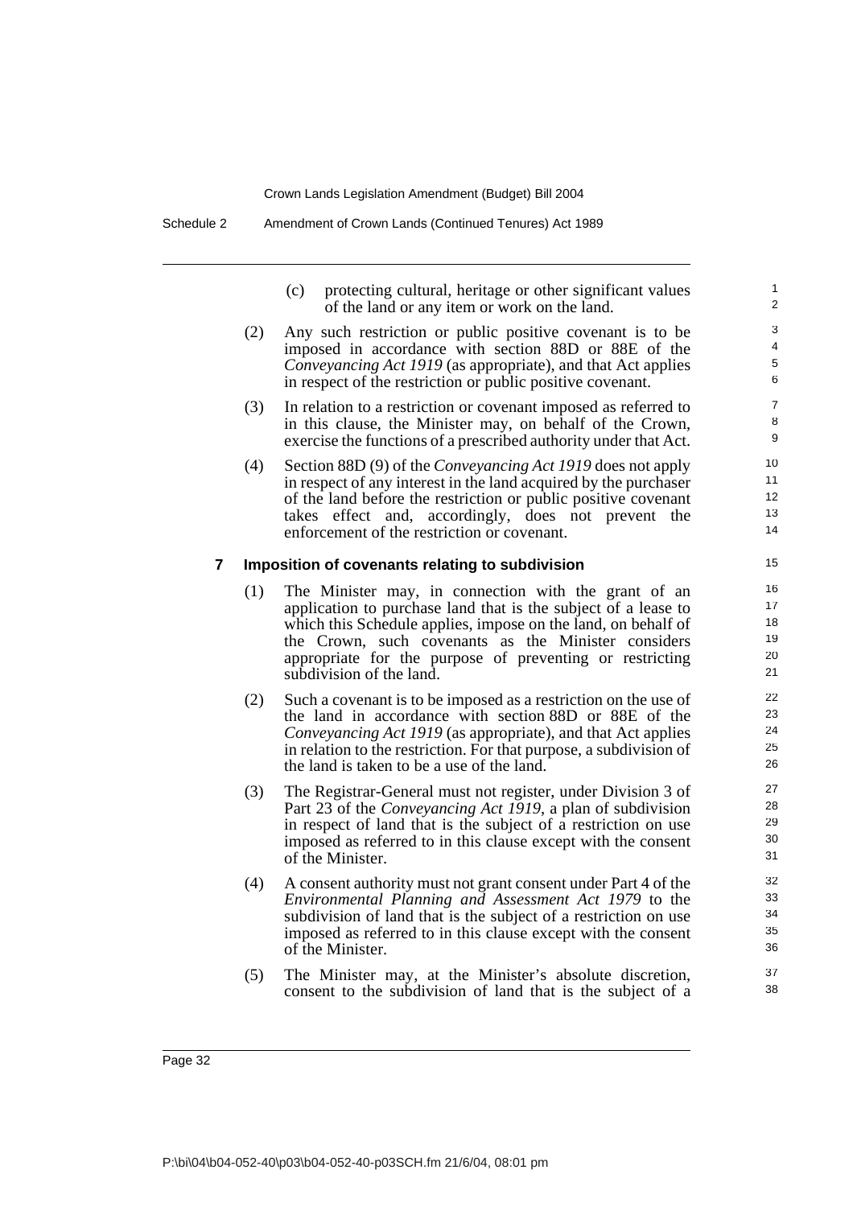(c) protecting cultural, heritage or other significant values of the land or any item or work on the land.

(2) Any such restriction or public positive covenant is to be imposed in accordance with section 88D or 88E of the *Conveyancing Act 1919* (as appropriate), and that Act applies in respect of the restriction or public positive covenant.

(3) In relation to a restriction or covenant imposed as referred to in this clause, the Minister may, on behalf of the Crown, exercise the functions of a prescribed authority under that Act.

(4) Section 88D (9) of the *Conveyancing Act 1919* does not apply in respect of any interest in the land acquired by the purchaser of the land before the restriction or public positive covenant takes effect and, accordingly, does not prevent the enforcement of the restriction or covenant.

### 7 Imposition of covenants relating to subdivision

(1) The Minister may, in connection with the grant of an application to purchase land that is the subject of a lease to which this Schedule applies, impose on the land, on behalf of the Crown, such covenants as the Minister considers appropriate for the purpose of preventing or restricting subdivision of the land.

(2) Such a covenant is to be imposed as a restriction on the use of the land in accordance with section 88D or 88E of the *Conveyancing Act 1919* (as appropriate), and that Act applies in relation to the restriction. For that purpose, a subdivision of the land is taken to be a use of the land.

(3) The Registrar-General must not register, under Division 3 of Part 23 of the *Conveyancing Act 1919*, a plan of subdivision in respect of land that is the subject of a restriction on use imposed as referred to in this clause except with the consent of the Minister.

(4) A consent authority must not grant consent under Part 4 of the *Environmental Planning and Assessment Act 1979* to the subdivision of land that is the subject of a restriction on use imposed as referred to in this clause except with the consent of the Minister.

(5) The Minister may, at the Minister's absolute discretion, consent to the subdivision of land that is the subject of a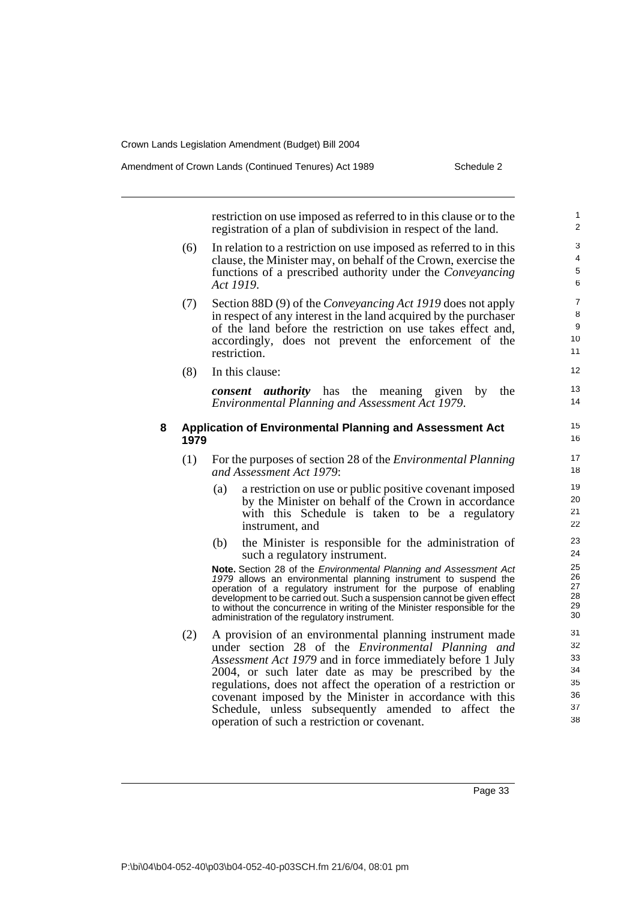restriction on use imposed as referred to in this clause or to the registration of a plan of subdivision in respect of the land.

(6) In relation to a restriction on use imposed as referred to in this clause, the Minister may, on behalf of the Crown, exercise the functions of a prescribed authority under the *Conveyancing Act 1919*.

(7) Section 88D (9) of the *Conveyancing Act 1919* does not apply in respect of any interest in the land acquired by the purchaser of the land before the restriction on use takes effect and, accordingly, does not prevent the enforcement of the restriction.

(8) In this clause:

***consent authority*** has the meaning given by the *Environmental Planning and Assessment Act 1979*.

### 8 Application of Environmental Planning and Assessment Act 1979

(1) For the purposes of section 28 of the *Environmental Planning and Assessment Act 1979*:

(a) a restriction on use or public positive covenant imposed by the Minister on behalf of the Crown in accordance with this Schedule is taken to be a regulatory instrument, and

(b) the Minister is responsible for the administration of such a regulatory instrument.

**Note.** Section 28 of the *Environmental Planning and Assessment Act 1979* allows an environmental planning instrument to suspend the operation of a regulatory instrument for the purpose of enabling development to be carried out. Such a suspension cannot be given effect to without the concurrence in writing of the Minister responsible for the administration of the regulatory instrument.

(2) A provision of an environmental planning instrument made under section 28 of the *Environmental Planning and Assessment Act 1979* and in force immediately before 1 July 2004, or such later date as may be prescribed by the regulations, does not affect the operation of a restriction or covenant imposed by the Minister in accordance with this Schedule, unless subsequently amended to affect the operation of such a restriction or covenant.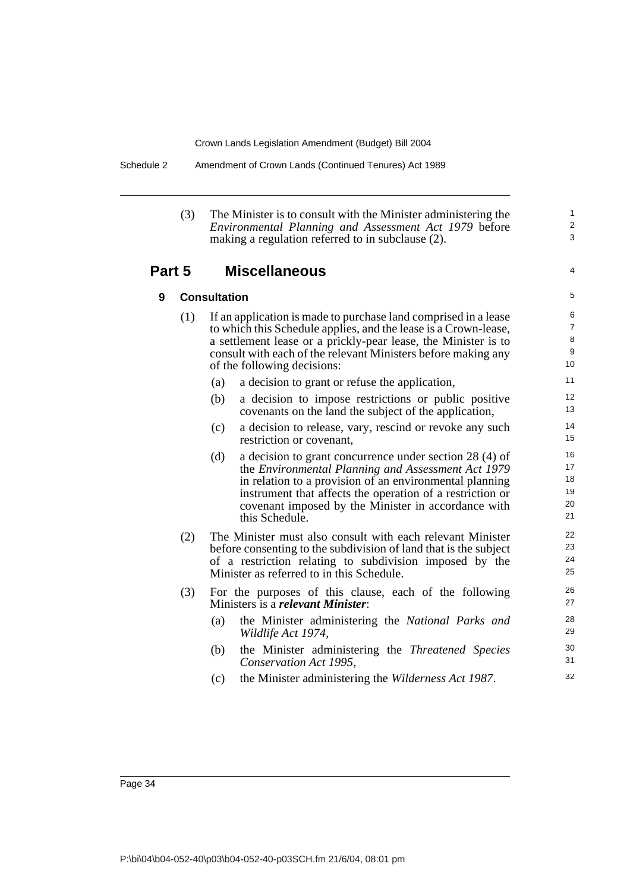(3) The Minister is to consult with the Minister administering the *Environmental Planning and Assessment Act 1979* before making a regulation referred to in subclause (2).

## Part 5 Miscellaneous

### 9 Consultation

(1) If an application is made to purchase land comprised in a lease to which this Schedule applies, and the lease is a Crown-lease, a settlement lease or a prickly-pear lease, the Minister is to consult with each of the relevant Ministers before making any of the following decisions:

- (a) a decision to grant or refuse the application,
- (b) a decision to impose restrictions or public positive covenants on the land the subject of the application,
- (c) a decision to release, vary, rescind or revoke any such restriction or covenant,
- (d) a decision to grant concurrence under section 28 (4) of the *Environmental Planning and Assessment Act 1979* in relation to a provision of an environmental planning instrument that affects the operation of a restriction or covenant imposed by the Minister in accordance with this Schedule.

(2) The Minister must also consult with each relevant Minister before consenting to the subdivision of land that is the subject of a restriction relating to subdivision imposed by the Minister as referred to in this Schedule.

(3) For the purposes of this clause, each of the following Ministers is a ***relevant Minister***:

- (a) the Minister administering the *National Parks and Wildlife Act 1974*,
- (b) the Minister administering the *Threatened Species Conservation Act 1995*,
- (c) the Minister administering the *Wilderness Act 1987*.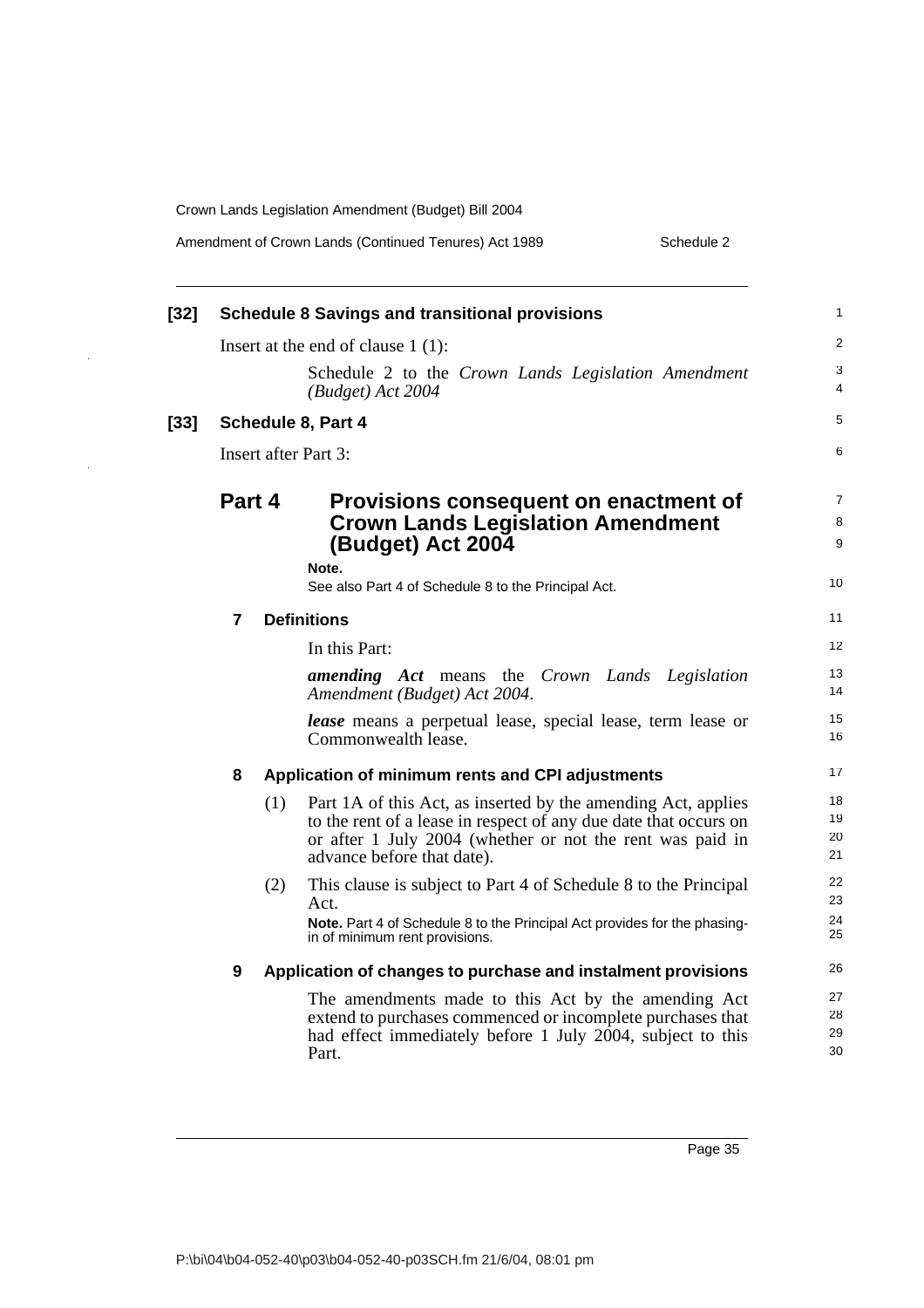**[32] Schedule 8 Savings and transitional provisions**

Insert at the end of clause 1 (1):

> Schedule 2 to the *Crown Lands Legislation Amendment (Budget) Act 2004*

**[33] Schedule 8, Part 4**

Insert after Part 3:

## Part 4 Provisions consequent on enactment of Crown Lands Legislation Amendment (Budget) Act 2004

**Note.**
See also Part 4 of Schedule 8 to the Principal Act.

### 7 Definitions

In this Part:

***amending Act*** means the *Crown Lands Legislation Amendment (Budget) Act 2004*.

***lease*** means a perpetual lease, special lease, term lease or Commonwealth lease.

### 8 Application of minimum rents and CPI adjustments

(1) Part 1A of this Act, as inserted by the amending Act, applies to the rent of a lease in respect of any due date that occurs on or after 1 July 2004 (whether or not the rent was paid in advance before that date).

(2) This clause is subject to Part 4 of Schedule 8 to the Principal Act.

**Note.** Part 4 of Schedule 8 to the Principal Act provides for the phasing-in of minimum rent provisions.

### 9 Application of changes to purchase and instalment provisions

The amendments made to this Act by the amending Act extend to purchases commenced or incomplete purchases that had effect immediately before 1 July 2004, subject to this Part.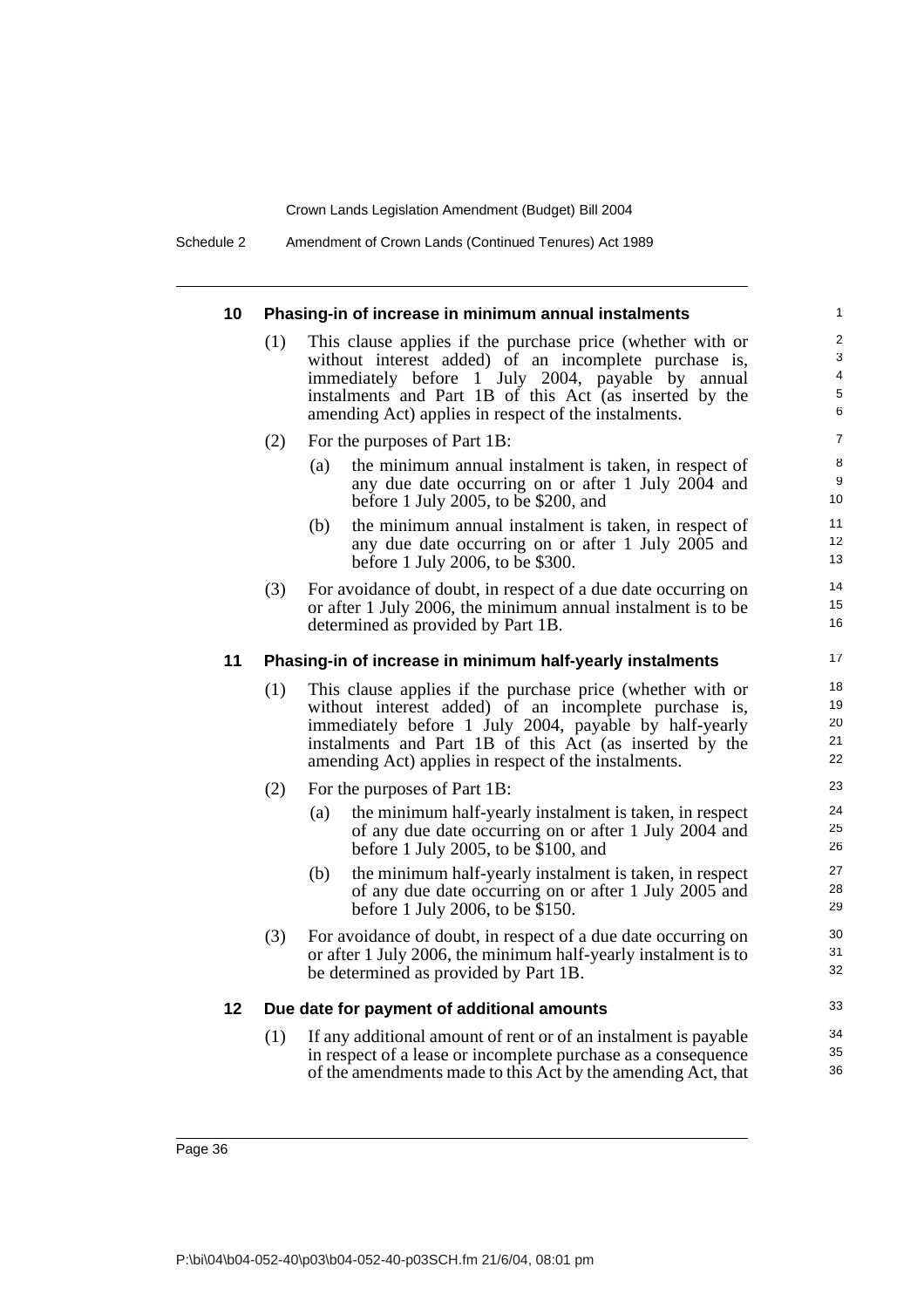### 10 Phasing-in of increase in minimum annual instalments

(1) This clause applies if the purchase price (whether with or without interest added) of an incomplete purchase is, immediately before 1 July 2004, payable by annual instalments and Part 1B of this Act (as inserted by the amending Act) applies in respect of the instalments.

(2) For the purposes of Part 1B:

(a) the minimum annual instalment is taken, in respect of any due date occurring on or after 1 July 2004 and before 1 July 2005, to be $200, and

(b) the minimum annual instalment is taken, in respect of any due date occurring on or after 1 July 2005 and before 1 July 2006, to be $300.

(3) For avoidance of doubt, in respect of a due date occurring on or after 1 July 2006, the minimum annual instalment is to be determined as provided by Part 1B.

### 11 Phasing-in of increase in minimum half-yearly instalments

(1) This clause applies if the purchase price (whether with or without interest added) of an incomplete purchase is, immediately before 1 July 2004, payable by half-yearly instalments and Part 1B of this Act (as inserted by the amending Act) applies in respect of the instalments.

(2) For the purposes of Part 1B:

(a) the minimum half-yearly instalment is taken, in respect of any due date occurring on or after 1 July 2004 and before 1 July 2005, to be $100, and

(b) the minimum half-yearly instalment is taken, in respect of any due date occurring on or after 1 July 2005 and before 1 July 2006, to be $150.

(3) For avoidance of doubt, in respect of a due date occurring on or after 1 July 2006, the minimum half-yearly instalment is to be determined as provided by Part 1B.

### 12 Due date for payment of additional amounts

(1) If any additional amount of rent or of an instalment is payable in respect of a lease or incomplete purchase as a consequence of the amendments made to this Act by the amending Act, that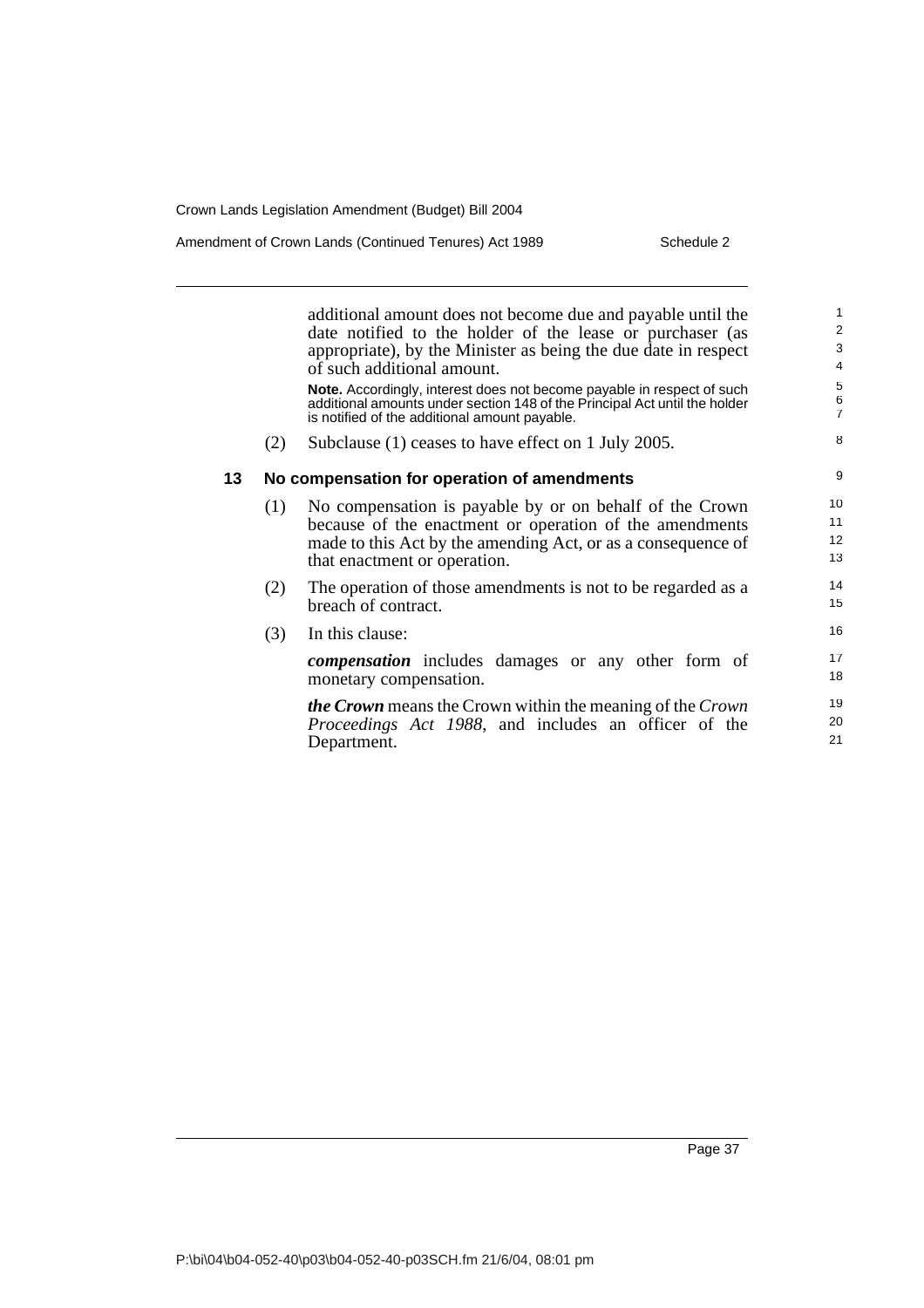additional amount does not become due and payable until the date notified to the holder of the lease or purchaser (as appropriate), by the Minister as being the due date in respect of such additional amount.

**Note.** Accordingly, interest does not become payable in respect of such additional amounts under section 148 of the Principal Act until the holder is notified of the additional amount payable.

(2) Subclause (1) ceases to have effect on 1 July 2005.

### 13 No compensation for operation of amendments

(1) No compensation is payable by or on behalf of the Crown because of the enactment or operation of the amendments made to this Act by the amending Act, or as a consequence of that enactment or operation.

(2) The operation of those amendments is not to be regarded as a breach of contract.

(3) In this clause:

***compensation*** includes damages or any other form of monetary compensation.

***the Crown*** means the Crown within the meaning of the *Crown Proceedings Act 1988*, and includes an officer of the Department.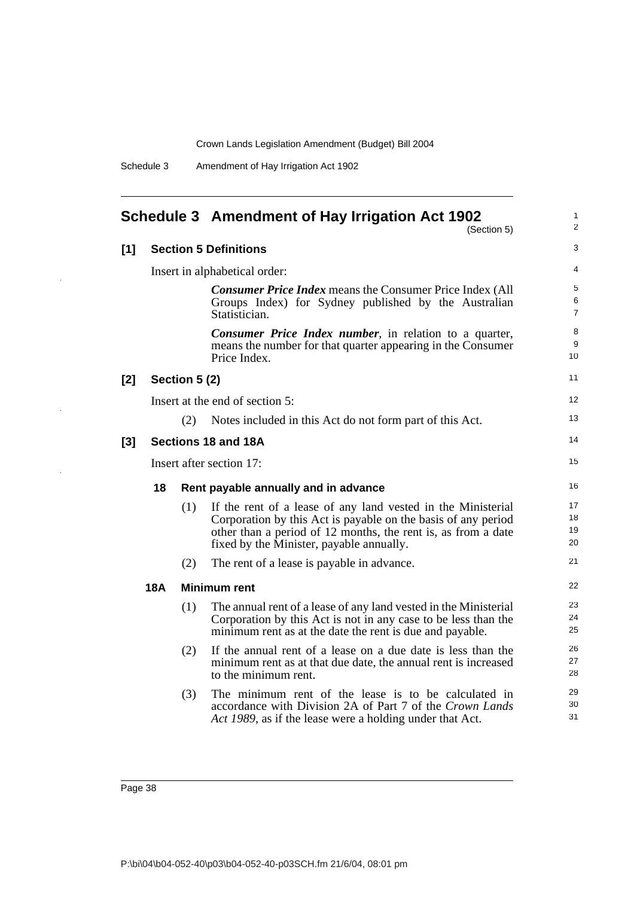# Schedule 3 Amendment of Hay Irrigation Act 1902

(Section 5)

## [1] Section 5 Definitions

Insert in alphabetical order:

> ***Consumer Price Index*** means the Consumer Price Index (All Groups Index) for Sydney published by the Australian Statistician.
>
> ***Consumer Price Index number***, in relation to a quarter, means the number for that quarter appearing in the Consumer Price Index.

## [2] Section 5 (2)

Insert at the end of section 5:

> (2) Notes included in this Act do not form part of this Act.

## [3] Sections 18 and 18A

Insert after section 17:

### 18 Rent payable annually and in advance

(1) If the rent of a lease of any land vested in the Ministerial Corporation by this Act is payable on the basis of any period other than a period of 12 months, the rent is, as from a date fixed by the Minister, payable annually.

(2) The rent of a lease is payable in advance.

### 18A Minimum rent

(1) The annual rent of a lease of any land vested in the Ministerial Corporation by this Act is not in any case to be less than the minimum rent as at the date the rent is due and payable.

(2) If the annual rent of a lease on a due date is less than the minimum rent as at that due date, the annual rent is increased to the minimum rent.

(3) The minimum rent of the lease is to be calculated in accordance with Division 2A of Part 7 of the *Crown Lands Act 1989*, as if the lease were a holding under that Act.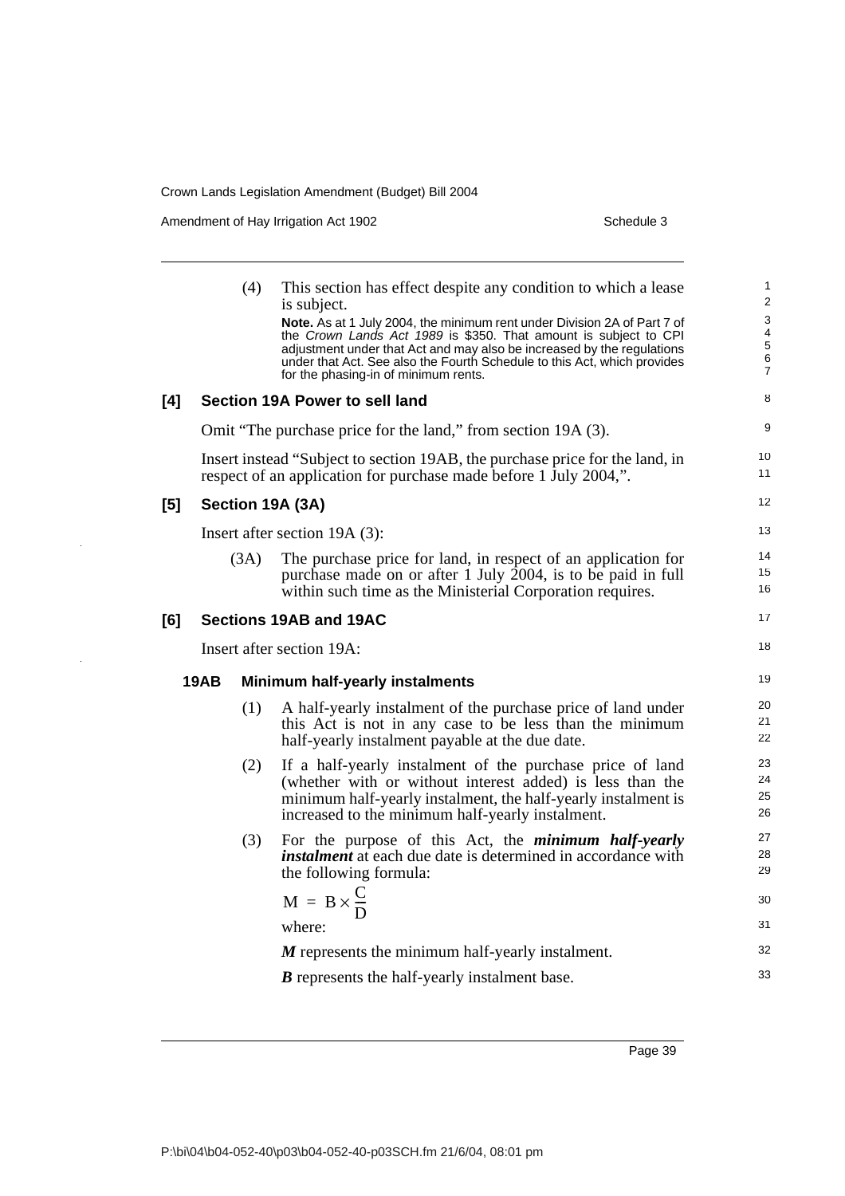(4) This section has effect despite any condition to which a lease is subject.

**Note.** As at 1 July 2004, the minimum rent under Division 2A of Part 7 of the *Crown Lands Act 1989* is \$350. That amount is subject to CPI adjustment under that Act and may also be increased by the regulations under that Act. See also the Fourth Schedule to this Act, which provides for the phasing-in of minimum rents.

### [4] Section 19A Power to sell land

Omit "The purchase price for the land," from section 19A (3).

Insert instead "Subject to section 19AB, the purchase price for the land, in respect of an application for purchase made before 1 July 2004,".

### [5] Section 19A (3A)

Insert after section 19A (3):

(3A) The purchase price for land, in respect of an application for purchase made on or after 1 July 2004, is to be paid in full within such time as the Ministerial Corporation requires.

### [6] Sections 19AB and 19AC

Insert after section 19A:

#### 19AB Minimum half-yearly instalments

(1) A half-yearly instalment of the purchase price of land under this Act is not in any case to be less than the minimum half-yearly instalment payable at the due date.

(2) If a half-yearly instalment of the purchase price of land (whether with or without interest added) is less than the minimum half-yearly instalment, the half-yearly instalment is increased to the minimum half-yearly instalment.

(3) For the purpose of this Act, the ***minimum half-yearly instalment*** at each due date is determined in accordance with the following formula:

$$M = B \times \frac{C}{D}$$

where:

***M*** represents the minimum half-yearly instalment.

***B*** represents the half-yearly instalment base.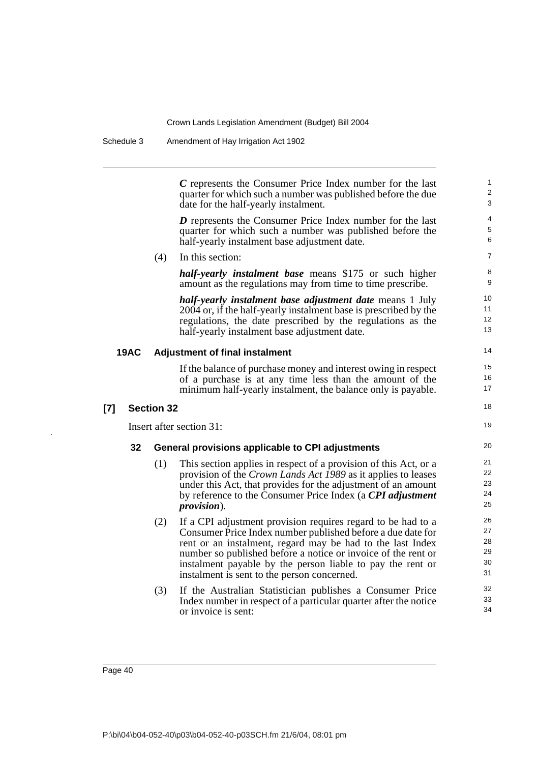***C*** represents the Consumer Price Index number for the last quarter for which such a number was published before the due date for the half-yearly instalment.

***D*** represents the Consumer Price Index number for the last quarter for which such a number was published before the half-yearly instalment base adjustment date.

(4) In this section:

***half-yearly instalment base*** means $175 or such higher amount as the regulations may from time to time prescribe.

***half-yearly instalment base adjustment date*** means 1 July 2004 or, if the half-yearly instalment base is prescribed by the regulations, the date prescribed by the regulations as the half-yearly instalment base adjustment date.

#### 19AC Adjustment of final instalment

If the balance of purchase money and interest owing in respect of a purchase is at any time less than the amount of the minimum half-yearly instalment, the balance only is payable.

### [7] Section 32

Insert after section 31:

#### 32 General provisions applicable to CPI adjustments

(1) This section applies in respect of a provision of this Act, or a provision of the *Crown Lands Act 1989* as it applies to leases under this Act, that provides for the adjustment of an amount by reference to the Consumer Price Index (a ***CPI adjustment provision***).

(2) If a CPI adjustment provision requires regard to be had to a Consumer Price Index number published before a due date for rent or an instalment, regard may be had to the last Index number so published before a notice or invoice of the rent or instalment payable by the person liable to pay the rent or instalment is sent to the person concerned.

(3) If the Australian Statistician publishes a Consumer Price Index number in respect of a particular quarter after the notice or invoice is sent: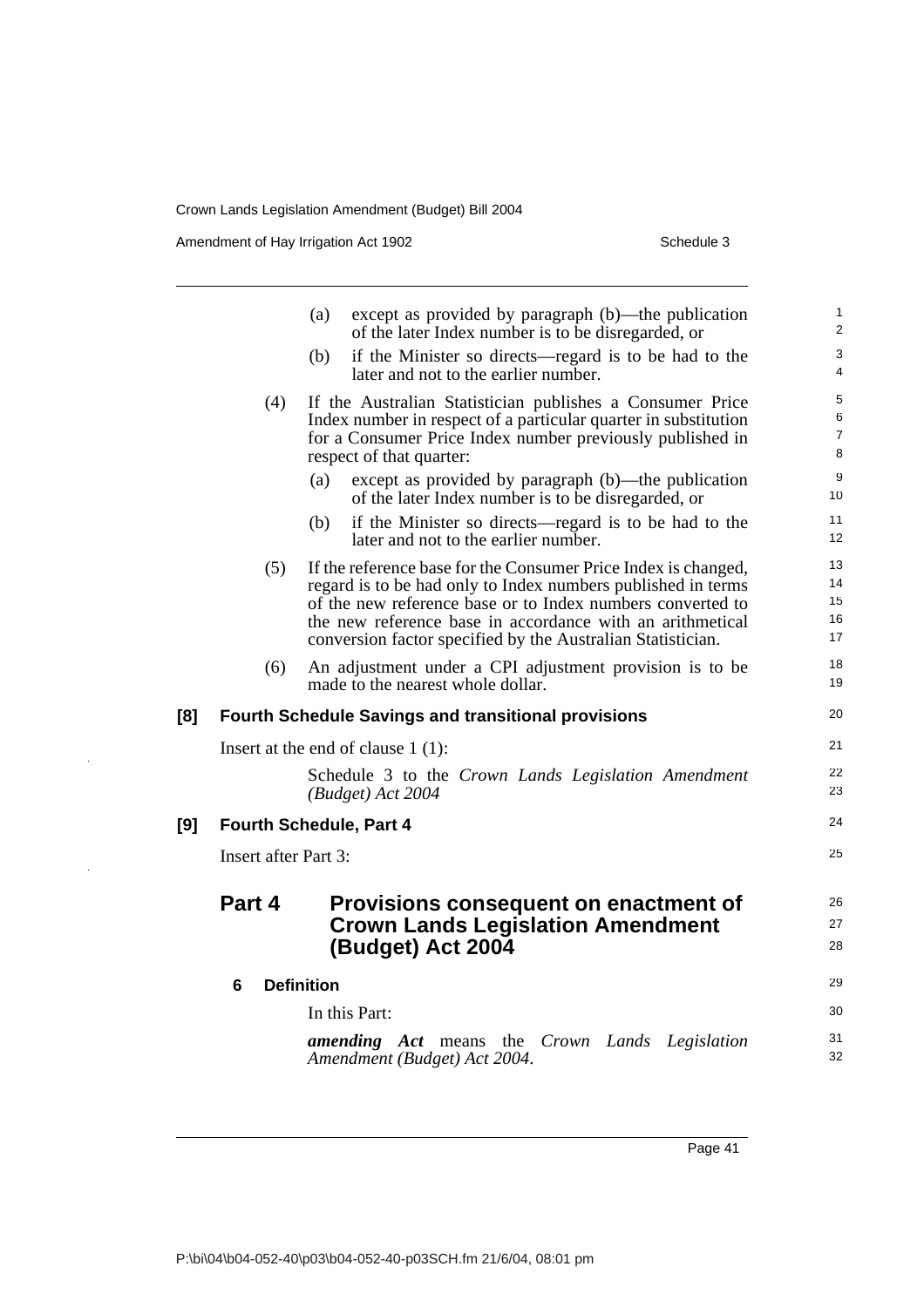(a) except as provided by paragraph (b)—the publication of the later Index number is to be disregarded, or

(b) if the Minister so directs—regard is to be had to the later and not to the earlier number.

(4) If the Australian Statistician publishes a Consumer Price Index number in respect of a particular quarter in substitution for a Consumer Price Index number previously published in respect of that quarter:

(a) except as provided by paragraph (b)—the publication of the later Index number is to be disregarded, or

(b) if the Minister so directs—regard is to be had to the later and not to the earlier number.

(5) If the reference base for the Consumer Price Index is changed, regard is to be had only to Index numbers published in terms of the new reference base or to Index numbers converted to the new reference base in accordance with an arithmetical conversion factor specified by the Australian Statistician.

(6) An adjustment under a CPI adjustment provision is to be made to the nearest whole dollar.

**[8] Fourth Schedule Savings and transitional provisions**

Insert at the end of clause 1 (1):

Schedule 3 to the *Crown Lands Legislation Amendment (Budget) Act 2004*

**[9] Fourth Schedule, Part 4**

Insert after Part 3:

## Part 4 Provisions consequent on enactment of Crown Lands Legislation Amendment (Budget) Act 2004

### 6 Definition

In this Part:

***amending Act*** means the *Crown Lands Legislation Amendment (Budget) Act 2004*.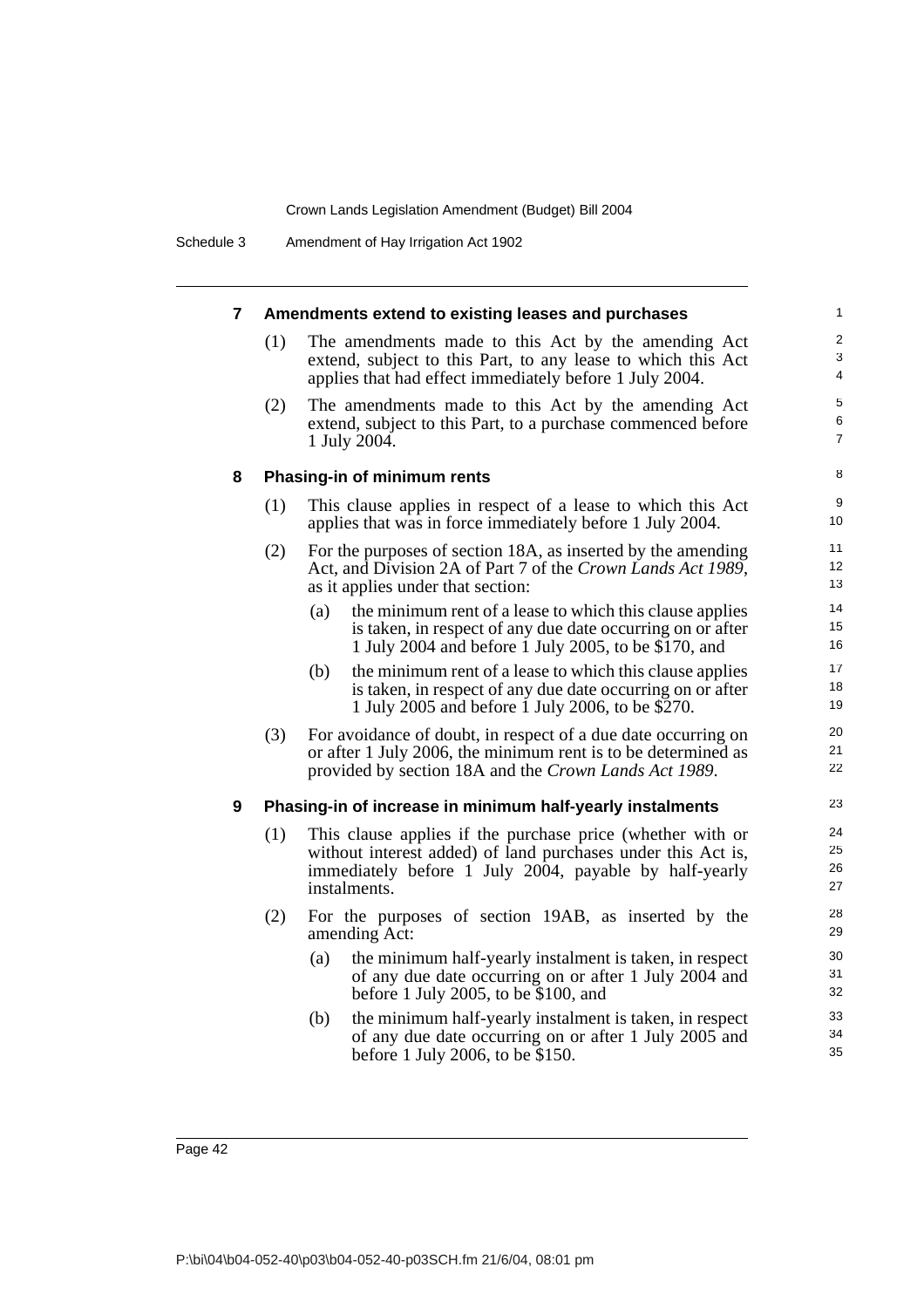### 7 Amendments extend to existing leases and purchases

(1) The amendments made to this Act by the amending Act extend, subject to this Part, to any lease to which this Act applies that had effect immediately before 1 July 2004.

(2) The amendments made to this Act by the amending Act extend, subject to this Part, to a purchase commenced before 1 July 2004.

### 8 Phasing-in of minimum rents

(1) This clause applies in respect of a lease to which this Act applies that was in force immediately before 1 July 2004.

(2) For the purposes of section 18A, as inserted by the amending Act, and Division 2A of Part 7 of the *Crown Lands Act 1989*, as it applies under that section:

   (a) the minimum rent of a lease to which this clause applies is taken, in respect of any due date occurring on or after 1 July 2004 and before 1 July 2005, to be $170, and

   (b) the minimum rent of a lease to which this clause applies is taken, in respect of any due date occurring on or after 1 July 2005 and before 1 July 2006, to be $270.

(3) For avoidance of doubt, in respect of a due date occurring on or after 1 July 2006, the minimum rent is to be determined as provided by section 18A and the *Crown Lands Act 1989*.

### 9 Phasing-in of increase in minimum half-yearly instalments

(1) This clause applies if the purchase price (whether with or without interest added) of land purchases under this Act is, immediately before 1 July 2004, payable by half-yearly instalments.

(2) For the purposes of section 19AB, as inserted by the amending Act:

   (a) the minimum half-yearly instalment is taken, in respect of any due date occurring on or after 1 July 2004 and before 1 July 2005, to be $100, and

   (b) the minimum half-yearly instalment is taken, in respect of any due date occurring on or after 1 July 2005 and before 1 July 2006, to be $150.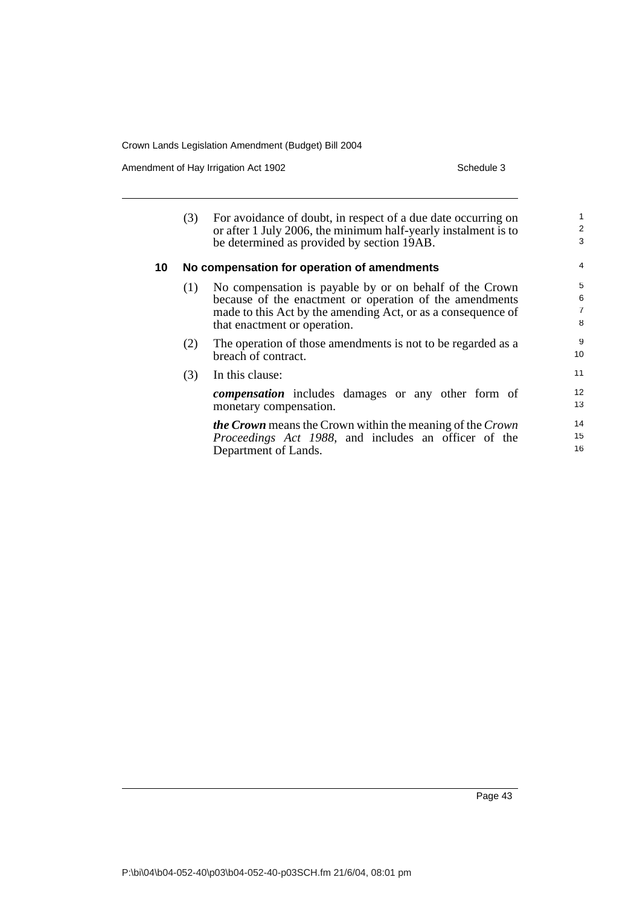(3) For avoidance of doubt, in respect of a due date occurring on or after 1 July 2006, the minimum half-yearly instalment is to be determined as provided by section 19AB.

### 10 No compensation for operation of amendments

(1) No compensation is payable by or on behalf of the Crown because of the enactment or operation of the amendments made to this Act by the amending Act, or as a consequence of that enactment or operation.

(2) The operation of those amendments is not to be regarded as a breach of contract.

(3) In this clause:

***compensation*** includes damages or any other form of monetary compensation.

***the Crown*** means the Crown within the meaning of the *Crown Proceedings Act 1988*, and includes an officer of the Department of Lands.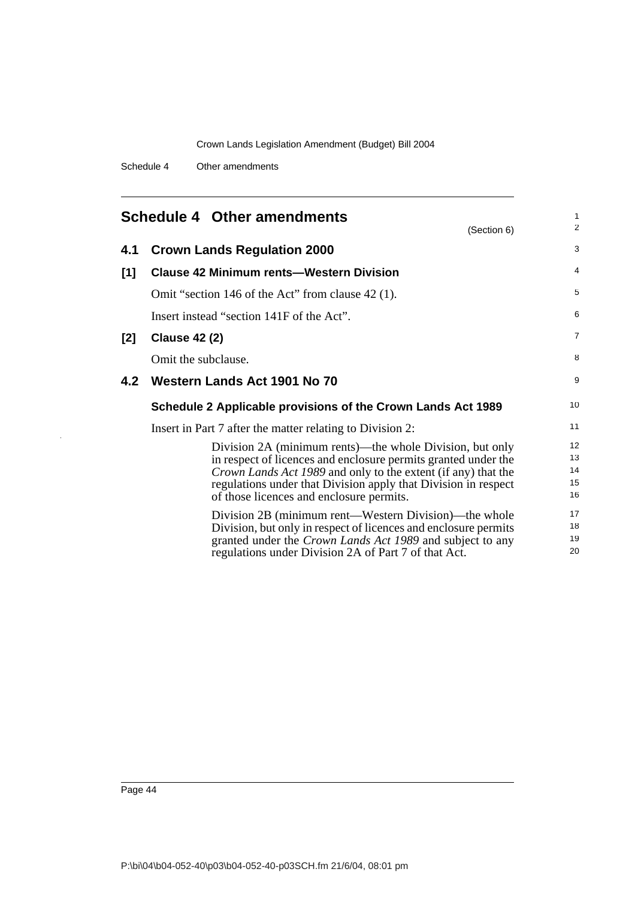## Schedule 4 Other amendments

(Section 6)

### 4.1 Crown Lands Regulation 2000

**[1] Clause 42 Minimum rents—Western Division**

Omit "section 146 of the Act" from clause 42 (1).

Insert instead "section 141F of the Act".

**[2] Clause 42 (2)**

Omit the subclause.

### 4.2 Western Lands Act 1901 No 70

**Schedule 2 Applicable provisions of the Crown Lands Act 1989**

Insert in Part 7 after the matter relating to Division 2:

> Division 2A (minimum rents)—the whole Division, but only in respect of licences and enclosure permits granted under the *Crown Lands Act 1989* and only to the extent (if any) that the regulations under that Division apply that Division in respect of those licences and enclosure permits.
>
> Division 2B (minimum rent—Western Division)—the whole Division, but only in respect of licences and enclosure permits granted under the *Crown Lands Act 1989* and subject to any regulations under Division 2A of Part 7 of that Act.